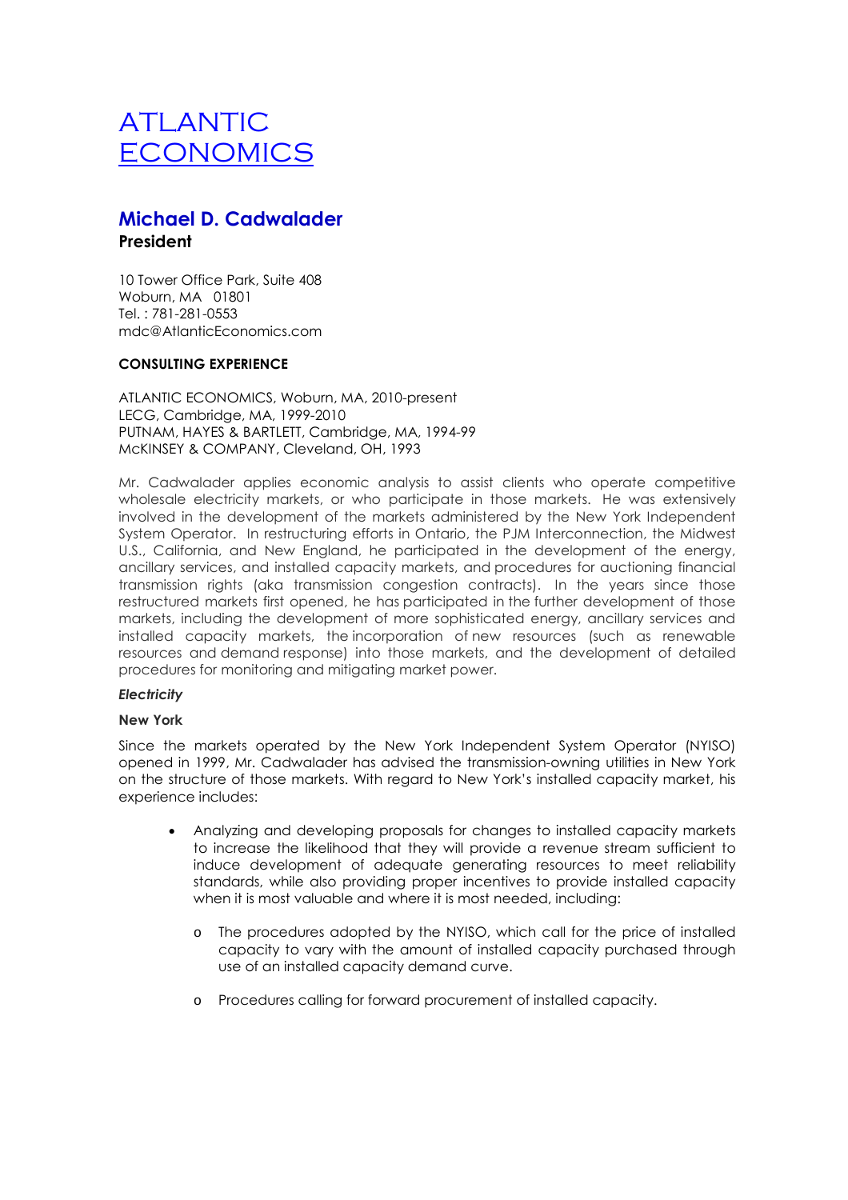# ATLANTIC ECONOMICS

## Michael D. Cadwalader

**President**

10 Tower Office Park, Suite 408
Woburn, MA 01801
Tel. : 781-281-0553
mdc@AtlanticEconomics.com

**CONSULTING EXPERIENCE**

ATLANTIC ECONOMICS, Woburn, MA, 2010-present
LECG, Cambridge, MA, 1999-2010
PUTNAM, HAYES & BARTLETT, Cambridge, MA, 1994-99
McKINSEY & COMPANY, Cleveland, OH, 1993

Mr. Cadwalader applies economic analysis to assist clients who operate competitive wholesale electricity markets, or who participate in those markets. He was extensively involved in the development of the markets administered by the New York Independent System Operator. In restructuring efforts in Ontario, the PJM Interconnection, the Midwest U.S., California, and New England, he participated in the development of the energy, ancillary services, and installed capacity markets, and procedures for auctioning financial transmission rights (aka transmission congestion contracts). In the years since those restructured markets first opened, he has participated in the further development of those markets, including the development of more sophisticated energy, ancillary services and installed capacity markets, the incorporation of new resources (such as renewable resources and demand response) into those markets, and the development of detailed procedures for monitoring and mitigating market power.

***Electricity***

**New York**

Since the markets operated by the New York Independent System Operator (NYISO) opened in 1999, Mr. Cadwalader has advised the transmission-owning utilities in New York on the structure of those markets. With regard to New York's installed capacity market, his experience includes:

- Analyzing and developing proposals for changes to installed capacity markets to increase the likelihood that they will provide a revenue stream sufficient to induce development of adequate generating resources to meet reliability standards, while also providing proper incentives to provide installed capacity when it is most valuable and where it is most needed, including:
    - The procedures adopted by the NYISO, which call for the price of installed capacity to vary with the amount of installed capacity purchased through use of an installed capacity demand curve.
    - Procedures calling for forward procurement of installed capacity.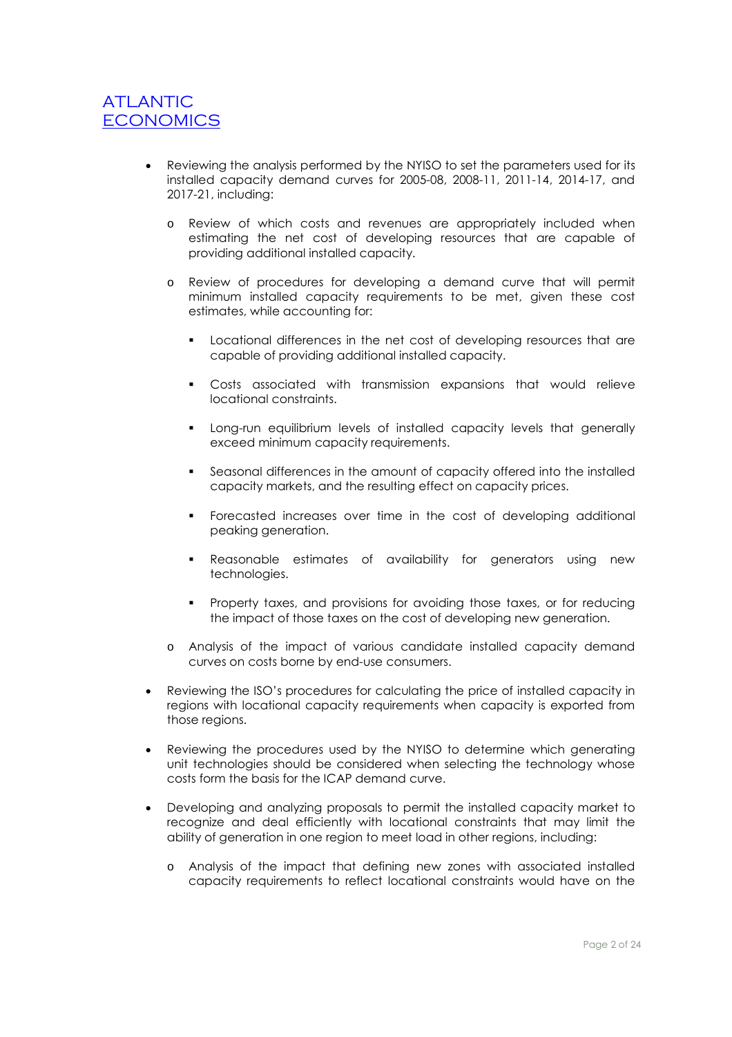- Reviewing the analysis performed by the NYISO to set the parameters used for its installed capacity demand curves for 2005-08, 2008-11, 2011-14, 2014-17, and 2017-21, including:
  - Review of which costs and revenues are appropriately included when estimating the net cost of developing resources that are capable of providing additional installed capacity.
  - Review of procedures for developing a demand curve that will permit minimum installed capacity requirements to be met, given these cost estimates, while accounting for:
    - Locational differences in the net cost of developing resources that are capable of providing additional installed capacity.
    - Costs associated with transmission expansions that would relieve locational constraints.
    - Long-run equilibrium levels of installed capacity levels that generally exceed minimum capacity requirements.
    - Seasonal differences in the amount of capacity offered into the installed capacity markets, and the resulting effect on capacity prices.
    - Forecasted increases over time in the cost of developing additional peaking generation.
    - Reasonable estimates of availability for generators using new technologies.
    - Property taxes, and provisions for avoiding those taxes, or for reducing the impact of those taxes on the cost of developing new generation.
  - Analysis of the impact of various candidate installed capacity demand curves on costs borne by end-use consumers.
- Reviewing the ISO's procedures for calculating the price of installed capacity in regions with locational capacity requirements when capacity is exported from those regions.
- Reviewing the procedures used by the NYISO to determine which generating unit technologies should be considered when selecting the technology whose costs form the basis for the ICAP demand curve.
- Developing and analyzing proposals to permit the installed capacity market to recognize and deal efficiently with locational constraints that may limit the ability of generation in one region to meet load in other regions, including:
  - Analysis of the impact that defining new zones with associated installed capacity requirements to reflect locational constraints would have on the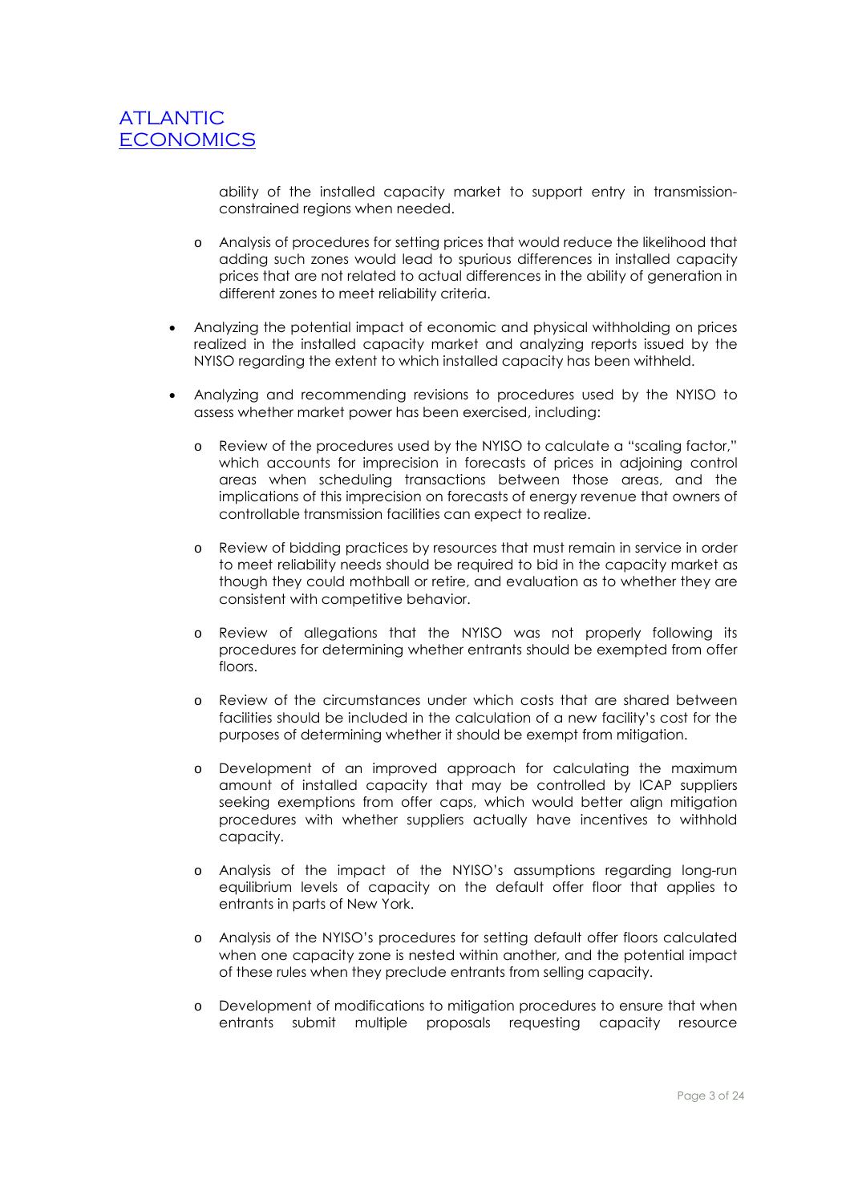ability of the installed capacity market to support entry in transmission-constrained regions when needed.

  - Analysis of procedures for setting prices that would reduce the likelihood that adding such zones would lead to spurious differences in installed capacity prices that are not related to actual differences in the ability of generation in different zones to meet reliability criteria.

- Analyzing the potential impact of economic and physical withholding on prices realized in the installed capacity market and analyzing reports issued by the NYISO regarding the extent to which installed capacity has been withheld.

- Analyzing and recommending revisions to procedures used by the NYISO to assess whether market power has been exercised, including:

  - Review of the procedures used by the NYISO to calculate a "scaling factor," which accounts for imprecision in forecasts of prices in adjoining control areas when scheduling transactions between those areas, and the implications of this imprecision on forecasts of energy revenue that owners of controllable transmission facilities can expect to realize.

  - Review of bidding practices by resources that must remain in service in order to meet reliability needs should be required to bid in the capacity market as though they could mothball or retire, and evaluation as to whether they are consistent with competitive behavior.

  - Review of allegations that the NYISO was not properly following its procedures for determining whether entrants should be exempted from offer floors.

  - Review of the circumstances under which costs that are shared between facilities should be included in the calculation of a new facility's cost for the purposes of determining whether it should be exempt from mitigation.

  - Development of an improved approach for calculating the maximum amount of installed capacity that may be controlled by ICAP suppliers seeking exemptions from offer caps, which would better align mitigation procedures with whether suppliers actually have incentives to withhold capacity.

  - Analysis of the impact of the NYISO's assumptions regarding long-run equilibrium levels of capacity on the default offer floor that applies to entrants in parts of New York.

  - Analysis of the NYISO's procedures for setting default offer floors calculated when one capacity zone is nested within another, and the potential impact of these rules when they preclude entrants from selling capacity.

  - Development of modifications to mitigation procedures to ensure that when entrants submit multiple proposals requesting capacity resource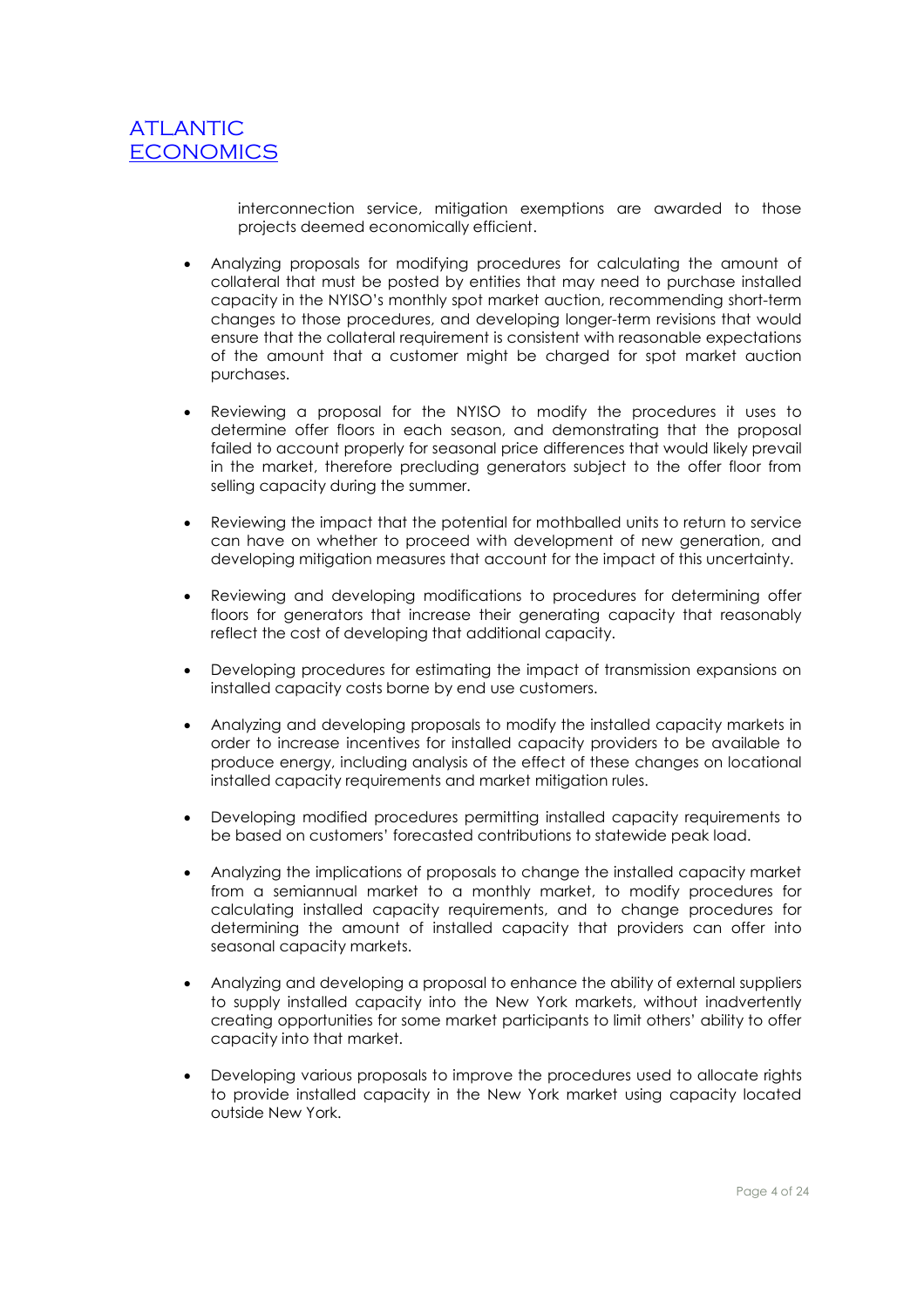interconnection service, mitigation exemptions are awarded to those projects deemed economically efficient.

- Analyzing proposals for modifying procedures for calculating the amount of collateral that must be posted by entities that may need to purchase installed capacity in the NYISO's monthly spot market auction, recommending short-term changes to those procedures, and developing longer-term revisions that would ensure that the collateral requirement is consistent with reasonable expectations of the amount that a customer might be charged for spot market auction purchases.

- Reviewing a proposal for the NYISO to modify the procedures it uses to determine offer floors in each season, and demonstrating that the proposal failed to account properly for seasonal price differences that would likely prevail in the market, therefore precluding generators subject to the offer floor from selling capacity during the summer.

- Reviewing the impact that the potential for mothballed units to return to service can have on whether to proceed with development of new generation, and developing mitigation measures that account for the impact of this uncertainty.

- Reviewing and developing modifications to procedures for determining offer floors for generators that increase their generating capacity that reasonably reflect the cost of developing that additional capacity.

- Developing procedures for estimating the impact of transmission expansions on installed capacity costs borne by end use customers.

- Analyzing and developing proposals to modify the installed capacity markets in order to increase incentives for installed capacity providers to be available to produce energy, including analysis of the effect of these changes on locational installed capacity requirements and market mitigation rules.

- Developing modified procedures permitting installed capacity requirements to be based on customers' forecasted contributions to statewide peak load.

- Analyzing the implications of proposals to change the installed capacity market from a semiannual market to a monthly market, to modify procedures for calculating installed capacity requirements, and to change procedures for determining the amount of installed capacity that providers can offer into seasonal capacity markets.

- Analyzing and developing a proposal to enhance the ability of external suppliers to supply installed capacity into the New York markets, without inadvertently creating opportunities for some market participants to limit others' ability to offer capacity into that market.

- Developing various proposals to improve the procedures used to allocate rights to provide installed capacity in the New York market using capacity located outside New York.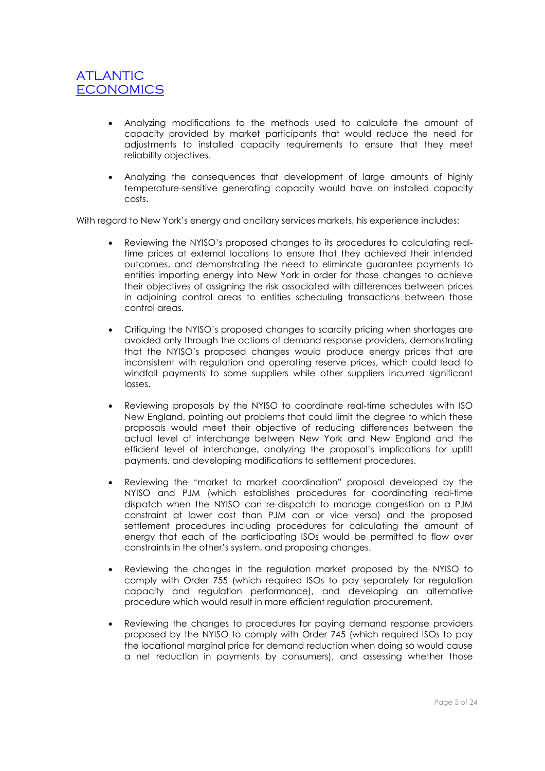- Analyzing modifications to the methods used to calculate the amount of capacity provided by market participants that would reduce the need for adjustments to installed capacity requirements to ensure that they meet reliability objectives.

- Analyzing the consequences that development of large amounts of highly temperature-sensitive generating capacity would have on installed capacity costs.

With regard to New York's energy and ancillary services markets, his experience includes:

- Reviewing the NYISO's proposed changes to its procedures to calculating real-time prices at external locations to ensure that they achieved their intended outcomes, and demonstrating the need to eliminate guarantee payments to entities importing energy into New York in order for those changes to achieve their objectives of assigning the risk associated with differences between prices in adjoining control areas to entities scheduling transactions between those control areas.

- Critiquing the NYISO's proposed changes to scarcity pricing when shortages are avoided only through the actions of demand response providers, demonstrating that the NYISO's proposed changes would produce energy prices that are inconsistent with regulation and operating reserve prices, which could lead to windfall payments to some suppliers while other suppliers incurred significant losses.

- Reviewing proposals by the NYISO to coordinate real-time schedules with ISO New England, pointing out problems that could limit the degree to which these proposals would meet their objective of reducing differences between the actual level of interchange between New York and New England and the efficient level of interchange, analyzing the proposal's implications for uplift payments, and developing modifications to settlement procedures.

- Reviewing the "market to market coordination" proposal developed by the NYISO and PJM (which establishes procedures for coordinating real-time dispatch when the NYISO can re-dispatch to manage congestion on a PJM constraint at lower cost than PJM can or vice versa) and the proposed settlement procedures including procedures for calculating the amount of energy that each of the participating ISOs would be permitted to flow over constraints in the other's system, and proposing changes.

- Reviewing the changes in the regulation market proposed by the NYISO to comply with Order 755 (which required ISOs to pay separately for regulation capacity and regulation performance), and developing an alternative procedure which would result in more efficient regulation procurement.

- Reviewing the changes to procedures for paying demand response providers proposed by the NYISO to comply with Order 745 (which required ISOs to pay the locational marginal price for demand reduction when doing so would cause a net reduction in payments by consumers), and assessing whether those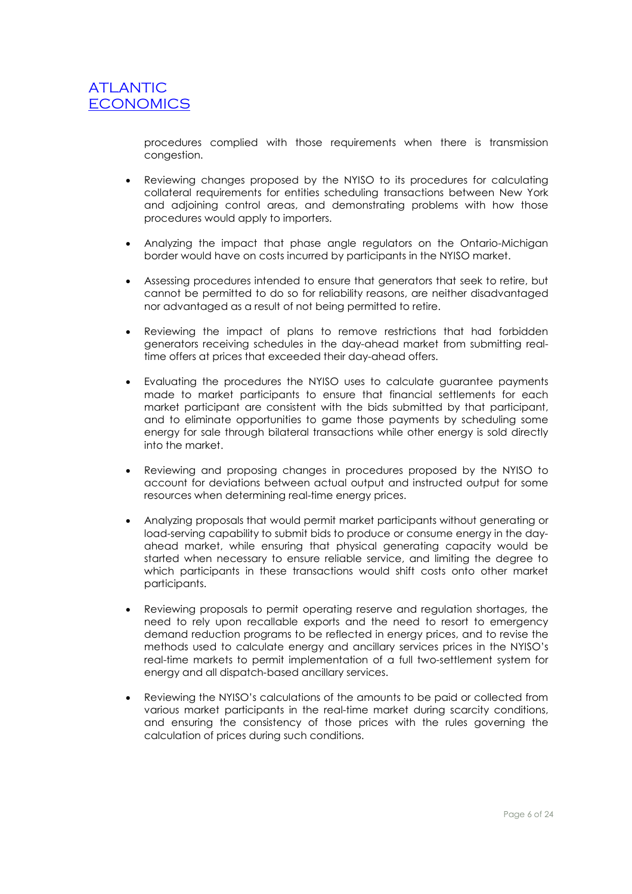procedures complied with those requirements when there is transmission congestion.

- Reviewing changes proposed by the NYISO to its procedures for calculating collateral requirements for entities scheduling transactions between New York and adjoining control areas, and demonstrating problems with how those procedures would apply to importers.

- Analyzing the impact that phase angle regulators on the Ontario-Michigan border would have on costs incurred by participants in the NYISO market.

- Assessing procedures intended to ensure that generators that seek to retire, but cannot be permitted to do so for reliability reasons, are neither disadvantaged nor advantaged as a result of not being permitted to retire.

- Reviewing the impact of plans to remove restrictions that had forbidden generators receiving schedules in the day-ahead market from submitting real-time offers at prices that exceeded their day-ahead offers.

- Evaluating the procedures the NYISO uses to calculate guarantee payments made to market participants to ensure that financial settlements for each market participant are consistent with the bids submitted by that participant, and to eliminate opportunities to game those payments by scheduling some energy for sale through bilateral transactions while other energy is sold directly into the market.

- Reviewing and proposing changes in procedures proposed by the NYISO to account for deviations between actual output and instructed output for some resources when determining real-time energy prices.

- Analyzing proposals that would permit market participants without generating or load-serving capability to submit bids to produce or consume energy in the day-ahead market, while ensuring that physical generating capacity would be started when necessary to ensure reliable service, and limiting the degree to which participants in these transactions would shift costs onto other market participants.

- Reviewing proposals to permit operating reserve and regulation shortages, the need to rely upon recallable exports and the need to resort to emergency demand reduction programs to be reflected in energy prices, and to revise the methods used to calculate energy and ancillary services prices in the NYISO's real-time markets to permit implementation of a full two-settlement system for energy and all dispatch-based ancillary services.

- Reviewing the NYISO's calculations of the amounts to be paid or collected from various market participants in the real-time market during scarcity conditions, and ensuring the consistency of those prices with the rules governing the calculation of prices during such conditions.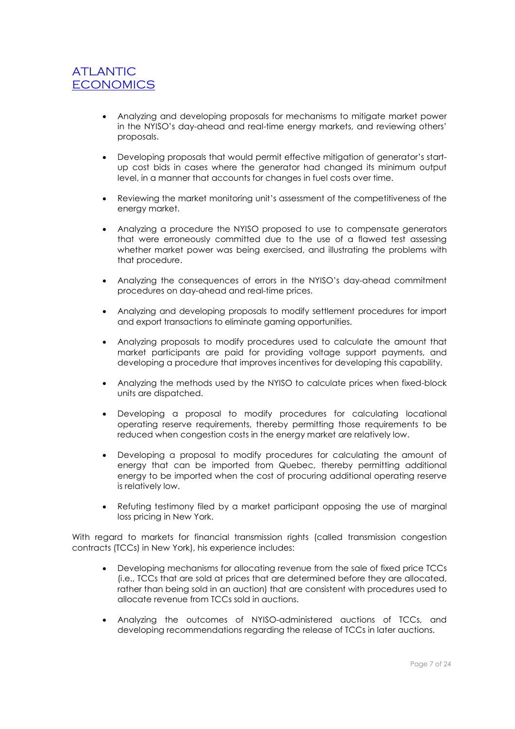- Analyzing and developing proposals for mechanisms to mitigate market power in the NYISO's day-ahead and real-time energy markets, and reviewing others' proposals.

- Developing proposals that would permit effective mitigation of generator's start-up cost bids in cases where the generator had changed its minimum output level, in a manner that accounts for changes in fuel costs over time.

- Reviewing the market monitoring unit's assessment of the competitiveness of the energy market.

- Analyzing a procedure the NYISO proposed to use to compensate generators that were erroneously committed due to the use of a flawed test assessing whether market power was being exercised, and illustrating the problems with that procedure.

- Analyzing the consequences of errors in the NYISO's day-ahead commitment procedures on day-ahead and real-time prices.

- Analyzing and developing proposals to modify settlement procedures for import and export transactions to eliminate gaming opportunities.

- Analyzing proposals to modify procedures used to calculate the amount that market participants are paid for providing voltage support payments, and developing a procedure that improves incentives for developing this capability.

- Analyzing the methods used by the NYISO to calculate prices when fixed-block units are dispatched.

- Developing a proposal to modify procedures for calculating locational operating reserve requirements, thereby permitting those requirements to be reduced when congestion costs in the energy market are relatively low.

- Developing a proposal to modify procedures for calculating the amount of energy that can be imported from Quebec, thereby permitting additional energy to be imported when the cost of procuring additional operating reserve is relatively low.

- Refuting testimony filed by a market participant opposing the use of marginal loss pricing in New York.

With regard to markets for financial transmission rights (called transmission congestion contracts (TCCs) in New York), his experience includes:

- Developing mechanisms for allocating revenue from the sale of fixed price TCCs (i.e., TCCs that are sold at prices that are determined before they are allocated, rather than being sold in an auction) that are consistent with procedures used to allocate revenue from TCCs sold in auctions.

- Analyzing the outcomes of NYISO-administered auctions of TCCs, and developing recommendations regarding the release of TCCs in later auctions.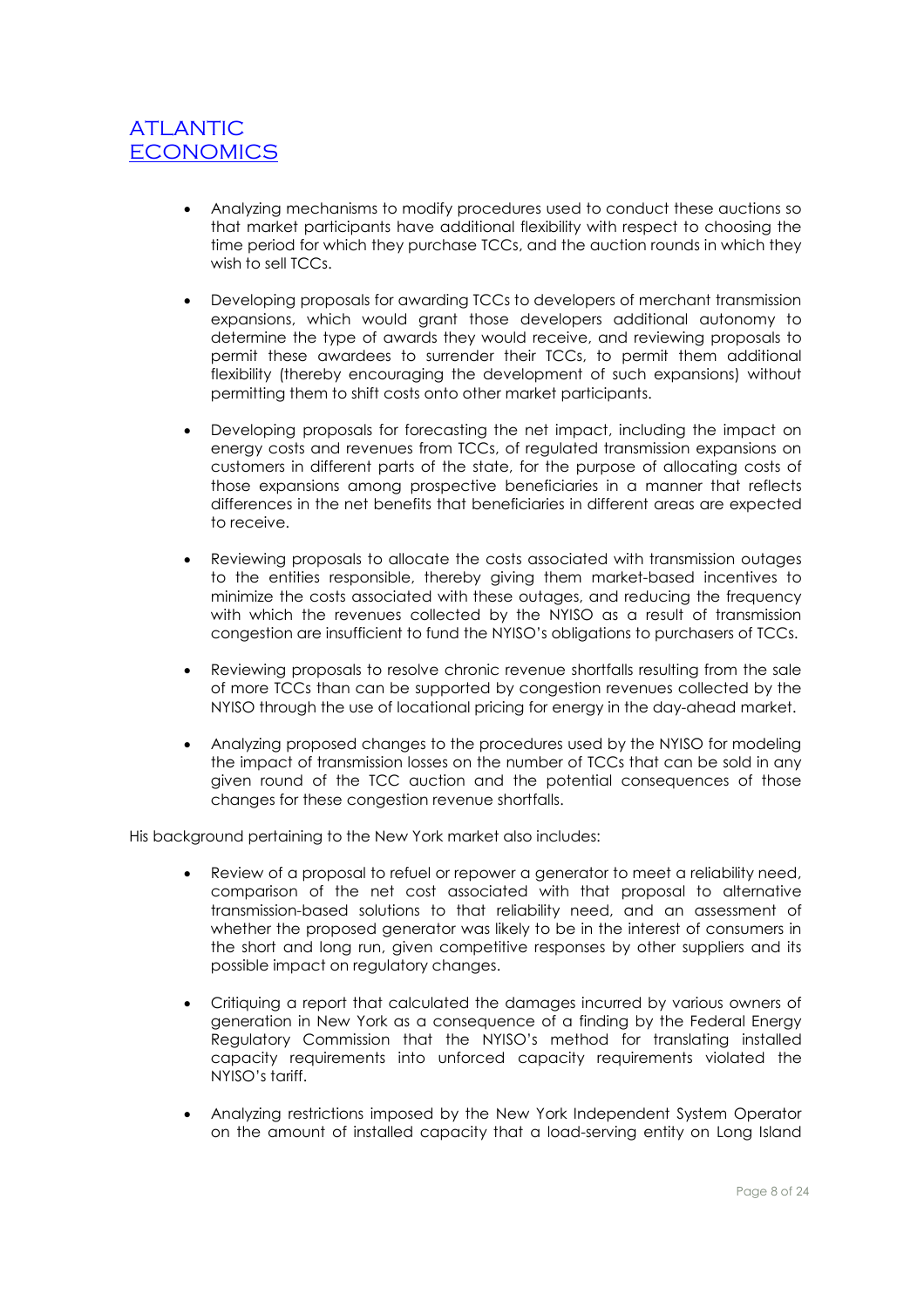- Analyzing mechanisms to modify procedures used to conduct these auctions so that market participants have additional flexibility with respect to choosing the time period for which they purchase TCCs, and the auction rounds in which they wish to sell TCCs.

- Developing proposals for awarding TCCs to developers of merchant transmission expansions, which would grant those developers additional autonomy to determine the type of awards they would receive, and reviewing proposals to permit these awardees to surrender their TCCs, to permit them additional flexibility (thereby encouraging the development of such expansions) without permitting them to shift costs onto other market participants.

- Developing proposals for forecasting the net impact, including the impact on energy costs and revenues from TCCs, of regulated transmission expansions on customers in different parts of the state, for the purpose of allocating costs of those expansions among prospective beneficiaries in a manner that reflects differences in the net benefits that beneficiaries in different areas are expected to receive.

- Reviewing proposals to allocate the costs associated with transmission outages to the entities responsible, thereby giving them market-based incentives to minimize the costs associated with these outages, and reducing the frequency with which the revenues collected by the NYISO as a result of transmission congestion are insufficient to fund the NYISO's obligations to purchasers of TCCs.

- Reviewing proposals to resolve chronic revenue shortfalls resulting from the sale of more TCCs than can be supported by congestion revenues collected by the NYISO through the use of locational pricing for energy in the day-ahead market.

- Analyzing proposed changes to the procedures used by the NYISO for modeling the impact of transmission losses on the number of TCCs that can be sold in any given round of the TCC auction and the potential consequences of those changes for these congestion revenue shortfalls.

His background pertaining to the New York market also includes:

- Review of a proposal to refuel or repower a generator to meet a reliability need, comparison of the net cost associated with that proposal to alternative transmission-based solutions to that reliability need, and an assessment of whether the proposed generator was likely to be in the interest of consumers in the short and long run, given competitive responses by other suppliers and its possible impact on regulatory changes.

- Critiquing a report that calculated the damages incurred by various owners of generation in New York as a consequence of a finding by the Federal Energy Regulatory Commission that the NYISO's method for translating installed capacity requirements into unforced capacity requirements violated the NYISO's tariff.

- Analyzing restrictions imposed by the New York Independent System Operator on the amount of installed capacity that a load-serving entity on Long Island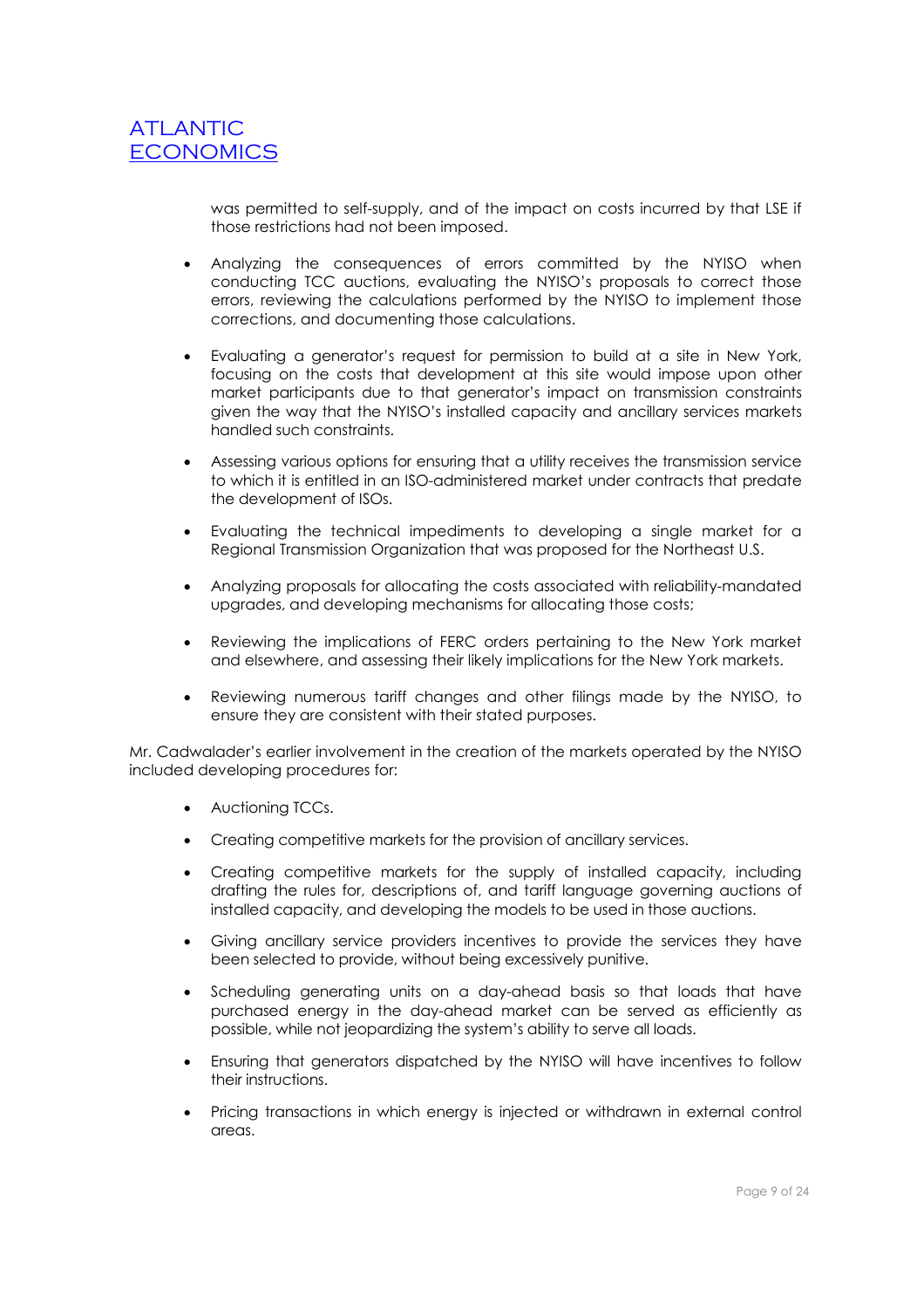was permitted to self-supply, and of the impact on costs incurred by that LSE if those restrictions had not been imposed.

- Analyzing the consequences of errors committed by the NYISO when conducting TCC auctions, evaluating the NYISO's proposals to correct those errors, reviewing the calculations performed by the NYISO to implement those corrections, and documenting those calculations.

- Evaluating a generator's request for permission to build at a site in New York, focusing on the costs that development at this site would impose upon other market participants due to that generator's impact on transmission constraints given the way that the NYISO's installed capacity and ancillary services markets handled such constraints.

- Assessing various options for ensuring that a utility receives the transmission service to which it is entitled in an ISO-administered market under contracts that predate the development of ISOs.

- Evaluating the technical impediments to developing a single market for a Regional Transmission Organization that was proposed for the Northeast U.S.

- Analyzing proposals for allocating the costs associated with reliability-mandated upgrades, and developing mechanisms for allocating those costs;

- Reviewing the implications of FERC orders pertaining to the New York market and elsewhere, and assessing their likely implications for the New York markets.

- Reviewing numerous tariff changes and other filings made by the NYISO, to ensure they are consistent with their stated purposes.

Mr. Cadwalader's earlier involvement in the creation of the markets operated by the NYISO included developing procedures for:

- Auctioning TCCs.

- Creating competitive markets for the provision of ancillary services.

- Creating competitive markets for the supply of installed capacity, including drafting the rules for, descriptions of, and tariff language governing auctions of installed capacity, and developing the models to be used in those auctions.

- Giving ancillary service providers incentives to provide the services they have been selected to provide, without being excessively punitive.

- Scheduling generating units on a day-ahead basis so that loads that have purchased energy in the day-ahead market can be served as efficiently as possible, while not jeopardizing the system's ability to serve all loads.

- Ensuring that generators dispatched by the NYISO will have incentives to follow their instructions.

- Pricing transactions in which energy is injected or withdrawn in external control areas.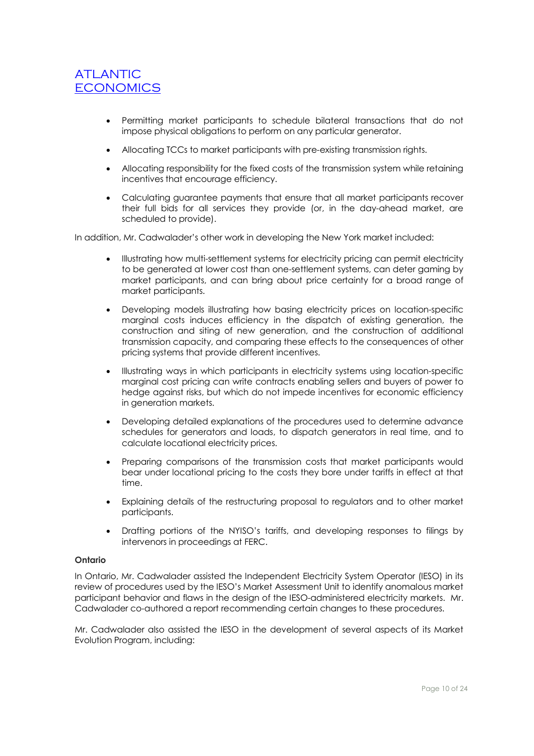- Permitting market participants to schedule bilateral transactions that do not impose physical obligations to perform on any particular generator.
- Allocating TCCs to market participants with pre-existing transmission rights.
- Allocating responsibility for the fixed costs of the transmission system while retaining incentives that encourage efficiency.
- Calculating guarantee payments that ensure that all market participants recover their full bids for all services they provide (or, in the day-ahead market, are scheduled to provide).

In addition, Mr. Cadwalader's other work in developing the New York market included:

- Illustrating how multi-settlement systems for electricity pricing can permit electricity to be generated at lower cost than one-settlement systems, can deter gaming by market participants, and can bring about price certainty for a broad range of market participants.
- Developing models illustrating how basing electricity prices on location-specific marginal costs induces efficiency in the dispatch of existing generation, the construction and siting of new generation, and the construction of additional transmission capacity, and comparing these effects to the consequences of other pricing systems that provide different incentives.
- Illustrating ways in which participants in electricity systems using location-specific marginal cost pricing can write contracts enabling sellers and buyers of power to hedge against risks, but which do not impede incentives for economic efficiency in generation markets.
- Developing detailed explanations of the procedures used to determine advance schedules for generators and loads, to dispatch generators in real time, and to calculate locational electricity prices.
- Preparing comparisons of the transmission costs that market participants would bear under locational pricing to the costs they bore under tariffs in effect at that time.
- Explaining details of the restructuring proposal to regulators and to other market participants.
- Drafting portions of the NYISO's tariffs, and developing responses to filings by intervenors in proceedings at FERC.

**Ontario**

In Ontario, Mr. Cadwalader assisted the Independent Electricity System Operator (IESO) in its review of procedures used by the IESO's Market Assessment Unit to identify anomalous market participant behavior and flaws in the design of the IESO-administered electricity markets. Mr. Cadwalader co-authored a report recommending certain changes to these procedures.

Mr. Cadwalader also assisted the IESO in the development of several aspects of its Market Evolution Program, including: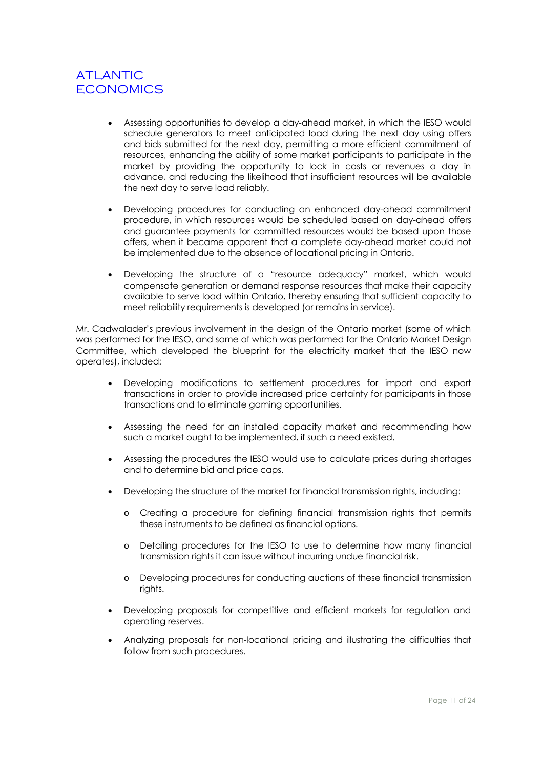- Assessing opportunities to develop a day-ahead market, in which the IESO would schedule generators to meet anticipated load during the next day using offers and bids submitted for the next day, permitting a more efficient commitment of resources, enhancing the ability of some market participants to participate in the market by providing the opportunity to lock in costs or revenues a day in advance, and reducing the likelihood that insufficient resources will be available the next day to serve load reliably.

- Developing procedures for conducting an enhanced day-ahead commitment procedure, in which resources would be scheduled based on day-ahead offers and guarantee payments for committed resources would be based upon those offers, when it became apparent that a complete day-ahead market could not be implemented due to the absence of locational pricing in Ontario.

- Developing the structure of a "resource adequacy" market, which would compensate generation or demand response resources that make their capacity available to serve load within Ontario, thereby ensuring that sufficient capacity to meet reliability requirements is developed (or remains in service).

Mr. Cadwalader's previous involvement in the design of the Ontario market (some of which was performed for the IESO, and some of which was performed for the Ontario Market Design Committee, which developed the blueprint for the electricity market that the IESO now operates), included:

- Developing modifications to settlement procedures for import and export transactions in order to provide increased price certainty for participants in those transactions and to eliminate gaming opportunities.

- Assessing the need for an installed capacity market and recommending how such a market ought to be implemented, if such a need existed.

- Assessing the procedures the IESO would use to calculate prices during shortages and to determine bid and price caps.

- Developing the structure of the market for financial transmission rights, including:

  - Creating a procedure for defining financial transmission rights that permits these instruments to be defined as financial options.

  - Detailing procedures for the IESO to use to determine how many financial transmission rights it can issue without incurring undue financial risk.

  - Developing procedures for conducting auctions of these financial transmission rights.

- Developing proposals for competitive and efficient markets for regulation and operating reserves.

- Analyzing proposals for non-locational pricing and illustrating the difficulties that follow from such procedures.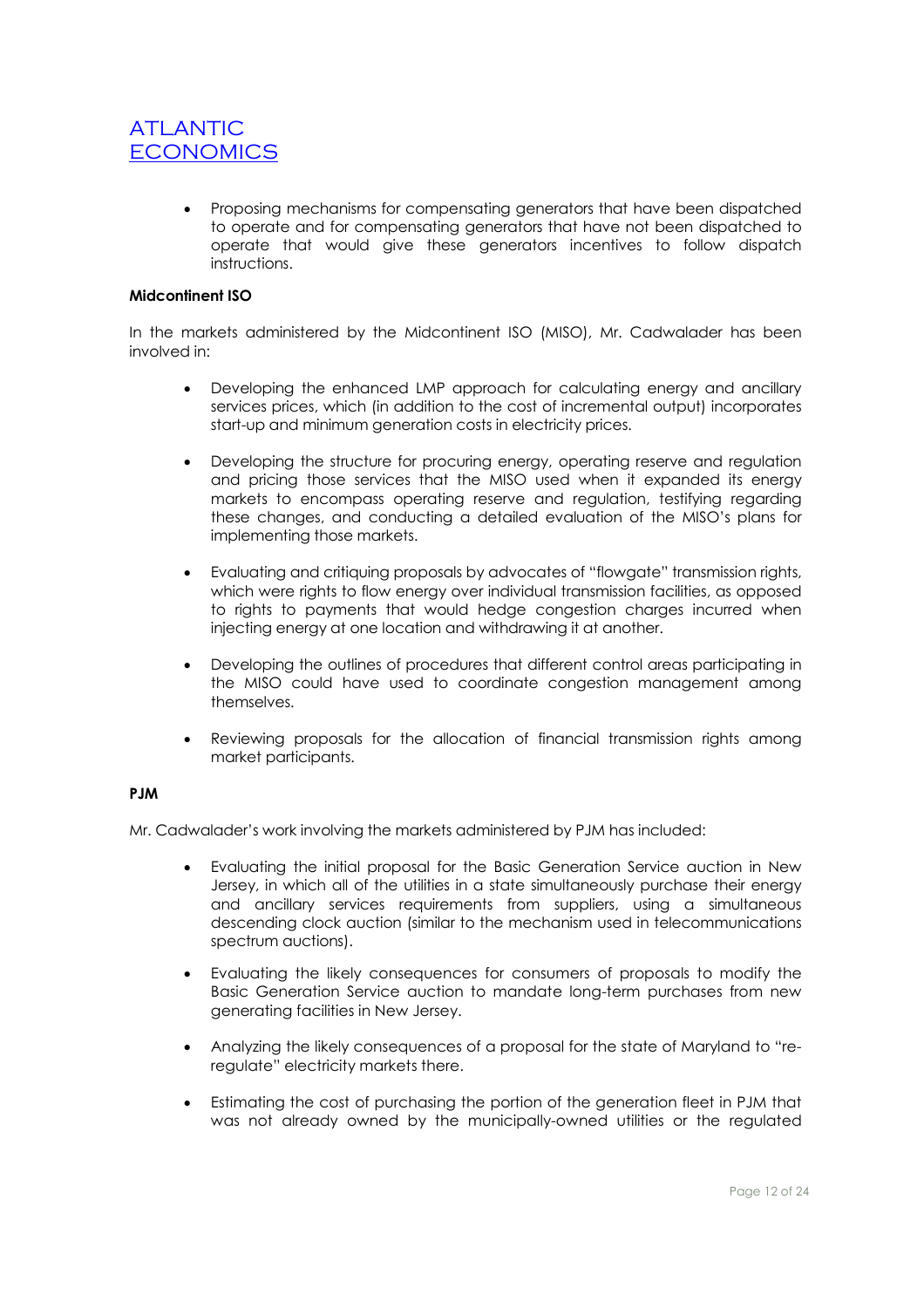- Proposing mechanisms for compensating generators that have been dispatched to operate and for compensating generators that have not been dispatched to operate that would give these generators incentives to follow dispatch instructions.

**Midcontinent ISO**

In the markets administered by the Midcontinent ISO (MISO), Mr. Cadwalader has been involved in:

- Developing the enhanced LMP approach for calculating energy and ancillary services prices, which (in addition to the cost of incremental output) incorporates start-up and minimum generation costs in electricity prices.

- Developing the structure for procuring energy, operating reserve and regulation and pricing those services that the MISO used when it expanded its energy markets to encompass operating reserve and regulation, testifying regarding these changes, and conducting a detailed evaluation of the MISO's plans for implementing those markets.

- Evaluating and critiquing proposals by advocates of "flowgate" transmission rights, which were rights to flow energy over individual transmission facilities, as opposed to rights to payments that would hedge congestion charges incurred when injecting energy at one location and withdrawing it at another.

- Developing the outlines of procedures that different control areas participating in the MISO could have used to coordinate congestion management among themselves.

- Reviewing proposals for the allocation of financial transmission rights among market participants.

**PJM**

Mr. Cadwalader's work involving the markets administered by PJM has included:

- Evaluating the initial proposal for the Basic Generation Service auction in New Jersey, in which all of the utilities in a state simultaneously purchase their energy and ancillary services requirements from suppliers, using a simultaneous descending clock auction (similar to the mechanism used in telecommunications spectrum auctions).

- Evaluating the likely consequences for consumers of proposals to modify the Basic Generation Service auction to mandate long-term purchases from new generating facilities in New Jersey.

- Analyzing the likely consequences of a proposal for the state of Maryland to "re-regulate" electricity markets there.

- Estimating the cost of purchasing the portion of the generation fleet in PJM that was not already owned by the municipally-owned utilities or the regulated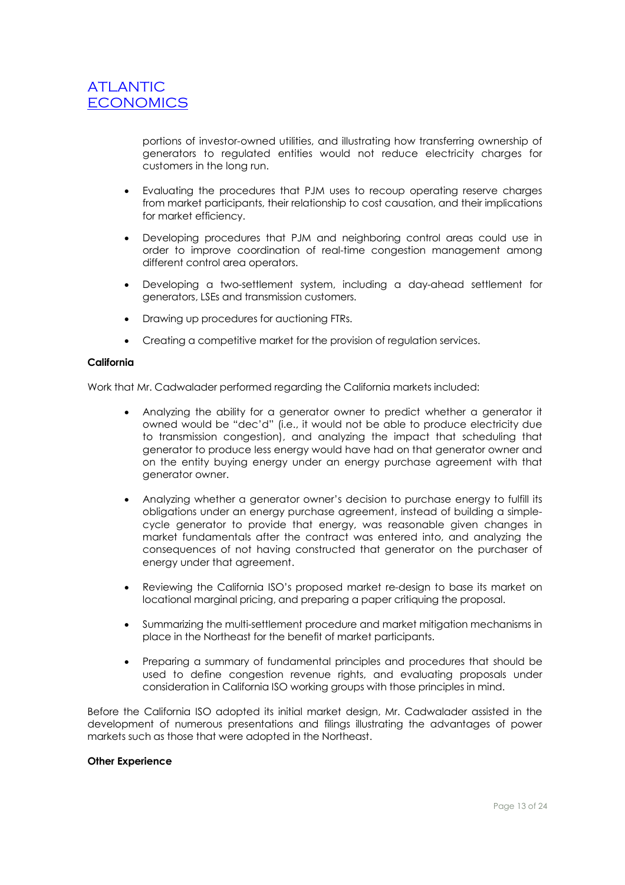portions of investor-owned utilities, and illustrating how transferring ownership of generators to regulated entities would not reduce electricity charges for customers in the long run.

- Evaluating the procedures that PJM uses to recoup operating reserve charges from market participants, their relationship to cost causation, and their implications for market efficiency.
- Developing procedures that PJM and neighboring control areas could use in order to improve coordination of real-time congestion management among different control area operators.
- Developing a two-settlement system, including a day-ahead settlement for generators, LSEs and transmission customers.
- Drawing up procedures for auctioning FTRs.
- Creating a competitive market for the provision of regulation services.

**California**

Work that Mr. Cadwalader performed regarding the California markets included:

- Analyzing the ability for a generator owner to predict whether a generator it owned would be "dec'd" (i.e., it would not be able to produce electricity due to transmission congestion), and analyzing the impact that scheduling that generator to produce less energy would have had on that generator owner and on the entity buying energy under an energy purchase agreement with that generator owner.
- Analyzing whether a generator owner's decision to purchase energy to fulfill its obligations under an energy purchase agreement, instead of building a simple-cycle generator to provide that energy, was reasonable given changes in market fundamentals after the contract was entered into, and analyzing the consequences of not having constructed that generator on the purchaser of energy under that agreement.
- Reviewing the California ISO's proposed market re-design to base its market on locational marginal pricing, and preparing a paper critiquing the proposal.
- Summarizing the multi-settlement procedure and market mitigation mechanisms in place in the Northeast for the benefit of market participants.
- Preparing a summary of fundamental principles and procedures that should be used to define congestion revenue rights, and evaluating proposals under consideration in California ISO working groups with those principles in mind.

Before the California ISO adopted its initial market design, Mr. Cadwalader assisted in the development of numerous presentations and filings illustrating the advantages of power markets such as those that were adopted in the Northeast.

**Other Experience**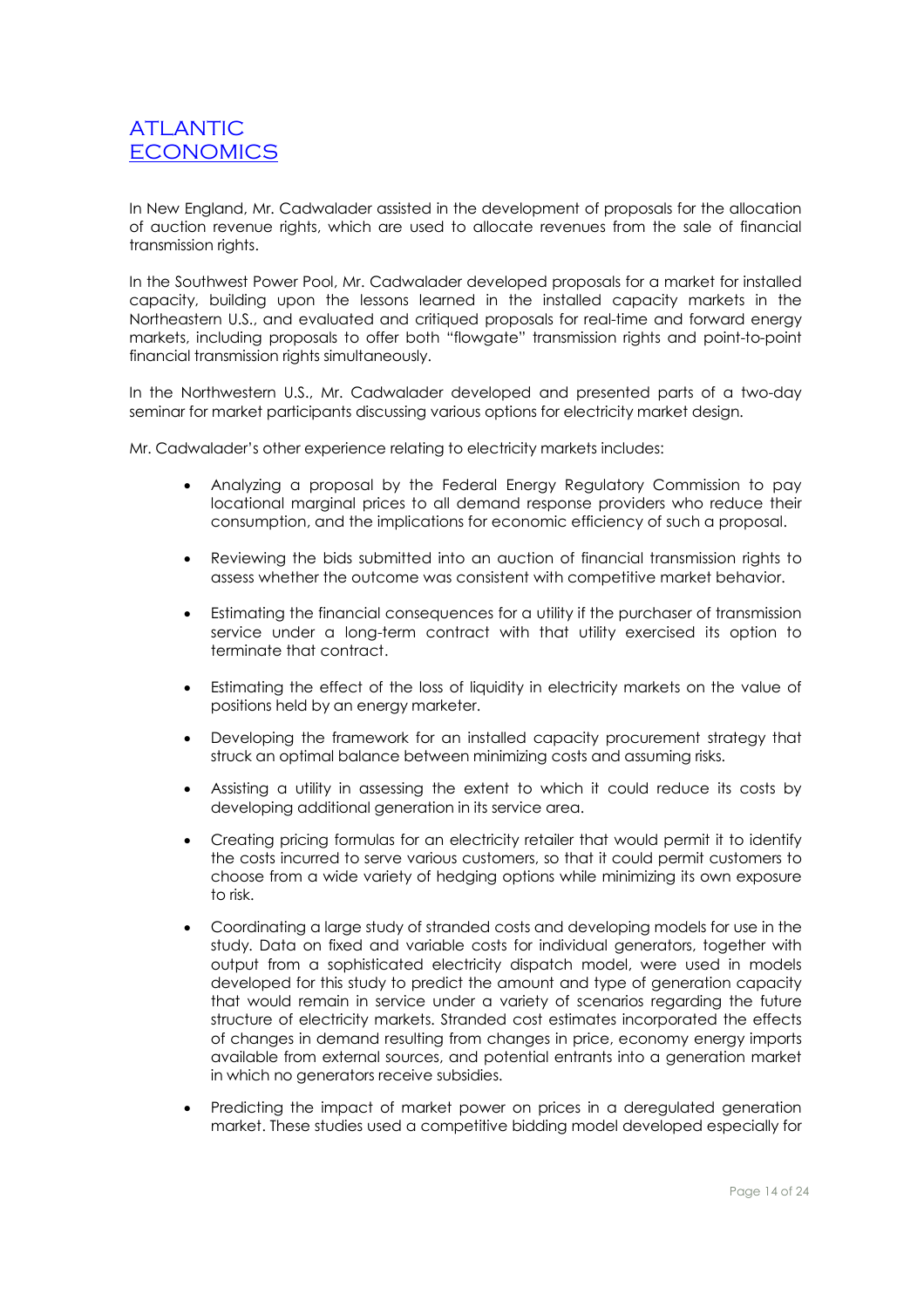In New England, Mr. Cadwalader assisted in the development of proposals for the allocation of auction revenue rights, which are used to allocate revenues from the sale of financial transmission rights.

In the Southwest Power Pool, Mr. Cadwalader developed proposals for a market for installed capacity, building upon the lessons learned in the installed capacity markets in the Northeastern U.S., and evaluated and critiqued proposals for real-time and forward energy markets, including proposals to offer both "flowgate" transmission rights and point-to-point financial transmission rights simultaneously.

In the Northwestern U.S., Mr. Cadwalader developed and presented parts of a two-day seminar for market participants discussing various options for electricity market design.

Mr. Cadwalader's other experience relating to electricity markets includes:

- Analyzing a proposal by the Federal Energy Regulatory Commission to pay locational marginal prices to all demand response providers who reduce their consumption, and the implications for economic efficiency of such a proposal.

- Reviewing the bids submitted into an auction of financial transmission rights to assess whether the outcome was consistent with competitive market behavior.

- Estimating the financial consequences for a utility if the purchaser of transmission service under a long-term contract with that utility exercised its option to terminate that contract.

- Estimating the effect of the loss of liquidity in electricity markets on the value of positions held by an energy marketer.

- Developing the framework for an installed capacity procurement strategy that struck an optimal balance between minimizing costs and assuming risks.

- Assisting a utility in assessing the extent to which it could reduce its costs by developing additional generation in its service area.

- Creating pricing formulas for an electricity retailer that would permit it to identify the costs incurred to serve various customers, so that it could permit customers to choose from a wide variety of hedging options while minimizing its own exposure to risk.

- Coordinating a large study of stranded costs and developing models for use in the study. Data on fixed and variable costs for individual generators, together with output from a sophisticated electricity dispatch model, were used in models developed for this study to predict the amount and type of generation capacity that would remain in service under a variety of scenarios regarding the future structure of electricity markets. Stranded cost estimates incorporated the effects of changes in demand resulting from changes in price, economy energy imports available from external sources, and potential entrants into a generation market in which no generators receive subsidies.

- Predicting the impact of market power on prices in a deregulated generation market. These studies used a competitive bidding model developed especially for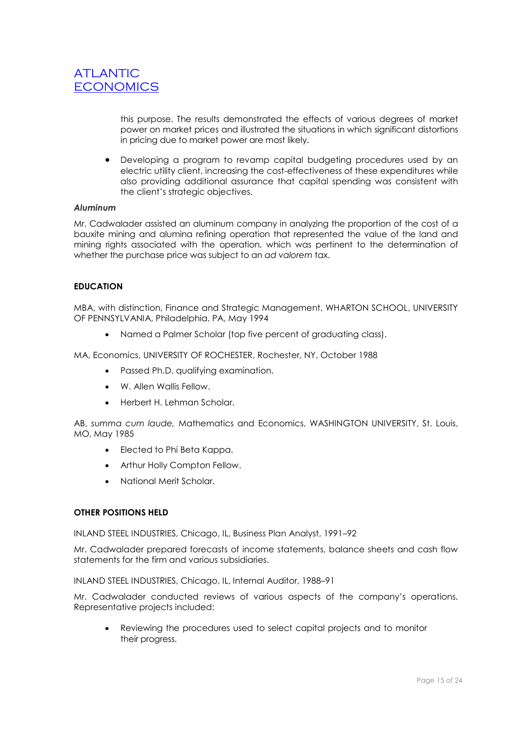this purpose. The results demonstrated the effects of various degrees of market power on market prices and illustrated the situations in which significant distortions in pricing due to market power are most likely.

- Developing a program to revamp capital budgeting procedures used by an electric utility client, increasing the cost-effectiveness of these expenditures while also providing additional assurance that capital spending was consistent with the client's strategic objectives.

***Aluminum***

Mr. Cadwalader assisted an aluminum company in analyzing the proportion of the cost of a bauxite mining and alumina refining operation that represented the value of the land and mining rights associated with the operation, which was pertinent to the determination of whether the purchase price was subject to an *ad valorem* tax.

**EDUCATION**

MBA, with distinction, Finance and Strategic Management, WHARTON SCHOOL, UNIVERSITY OF PENNSYLVANIA, Philadelphia, PA, May 1994

- Named a Palmer Scholar (top five percent of graduating class).

MA, Economics, UNIVERSITY OF ROCHESTER, Rochester, NY, October 1988

- Passed Ph.D. qualifying examination.
- W. Allen Wallis Fellow.
- Herbert H. Lehman Scholar.

AB, *summa cum laude,* Mathematics and Economics, WASHINGTON UNIVERSITY, St. Louis, MO, May 1985

- Elected to Phi Beta Kappa.
- Arthur Holly Compton Fellow.
- National Merit Scholar.

**OTHER POSITIONS HELD**

INLAND STEEL INDUSTRIES, Chicago, IL, Business Plan Analyst, 1991–92

Mr. Cadwalader prepared forecasts of income statements, balance sheets and cash flow statements for the firm and various subsidiaries.

INLAND STEEL INDUSTRIES, Chicago, IL, Internal Auditor, 1988–91

Mr. Cadwalader conducted reviews of various aspects of the company's operations. Representative projects included:

- Reviewing the procedures used to select capital projects and to monitor their progress.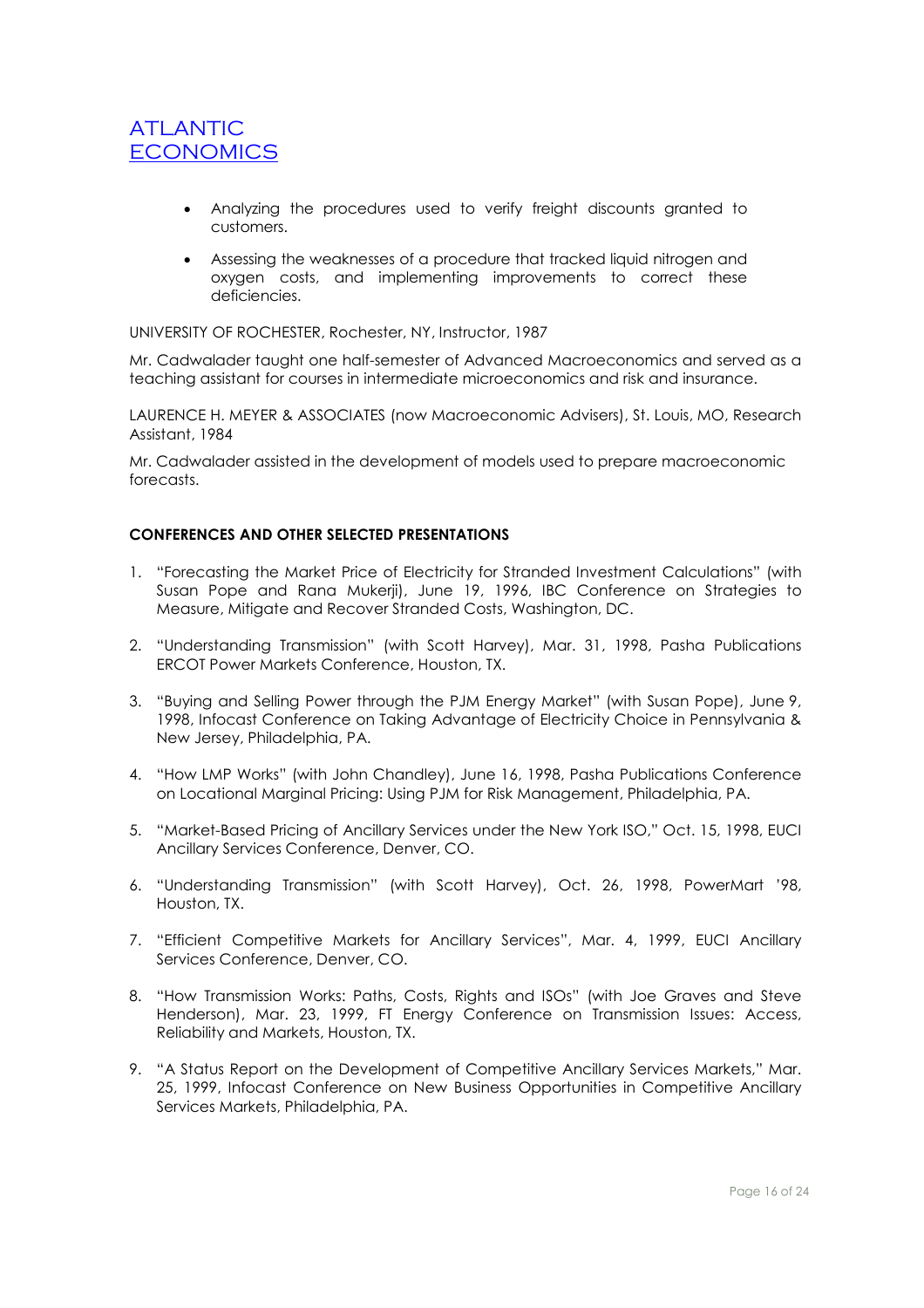- Analyzing the procedures used to verify freight discounts granted to customers.
- Assessing the weaknesses of a procedure that tracked liquid nitrogen and oxygen costs, and implementing improvements to correct these deficiencies.

UNIVERSITY OF ROCHESTER, Rochester, NY, Instructor, 1987

Mr. Cadwalader taught one half-semester of Advanced Macroeconomics and served as a teaching assistant for courses in intermediate microeconomics and risk and insurance.

LAURENCE H. MEYER & ASSOCIATES (now Macroeconomic Advisers), St. Louis, MO, Research Assistant, 1984

Mr. Cadwalader assisted in the development of models used to prepare macroeconomic forecasts.

**CONFERENCES AND OTHER SELECTED PRESENTATIONS**

1. "Forecasting the Market Price of Electricity for Stranded Investment Calculations" (with Susan Pope and Rana Mukerji), June 19, 1996, IBC Conference on Strategies to Measure, Mitigate and Recover Stranded Costs, Washington, DC.
2. "Understanding Transmission" (with Scott Harvey), Mar. 31, 1998, Pasha Publications ERCOT Power Markets Conference, Houston, TX.
3. "Buying and Selling Power through the PJM Energy Market" (with Susan Pope), June 9, 1998, Infocast Conference on Taking Advantage of Electricity Choice in Pennsylvania & New Jersey, Philadelphia, PA.
4. "How LMP Works" (with John Chandley), June 16, 1998, Pasha Publications Conference on Locational Marginal Pricing: Using PJM for Risk Management, Philadelphia, PA.
5. "Market-Based Pricing of Ancillary Services under the New York ISO," Oct. 15, 1998, EUCI Ancillary Services Conference, Denver, CO.
6. "Understanding Transmission" (with Scott Harvey), Oct. 26, 1998, PowerMart '98, Houston, TX.
7. "Efficient Competitive Markets for Ancillary Services", Mar. 4, 1999, EUCI Ancillary Services Conference, Denver, CO.
8. "How Transmission Works: Paths, Costs, Rights and ISOs" (with Joe Graves and Steve Henderson), Mar. 23, 1999, FT Energy Conference on Transmission Issues: Access, Reliability and Markets, Houston, TX.
9. "A Status Report on the Development of Competitive Ancillary Services Markets," Mar. 25, 1999, Infocast Conference on New Business Opportunities in Competitive Ancillary Services Markets, Philadelphia, PA.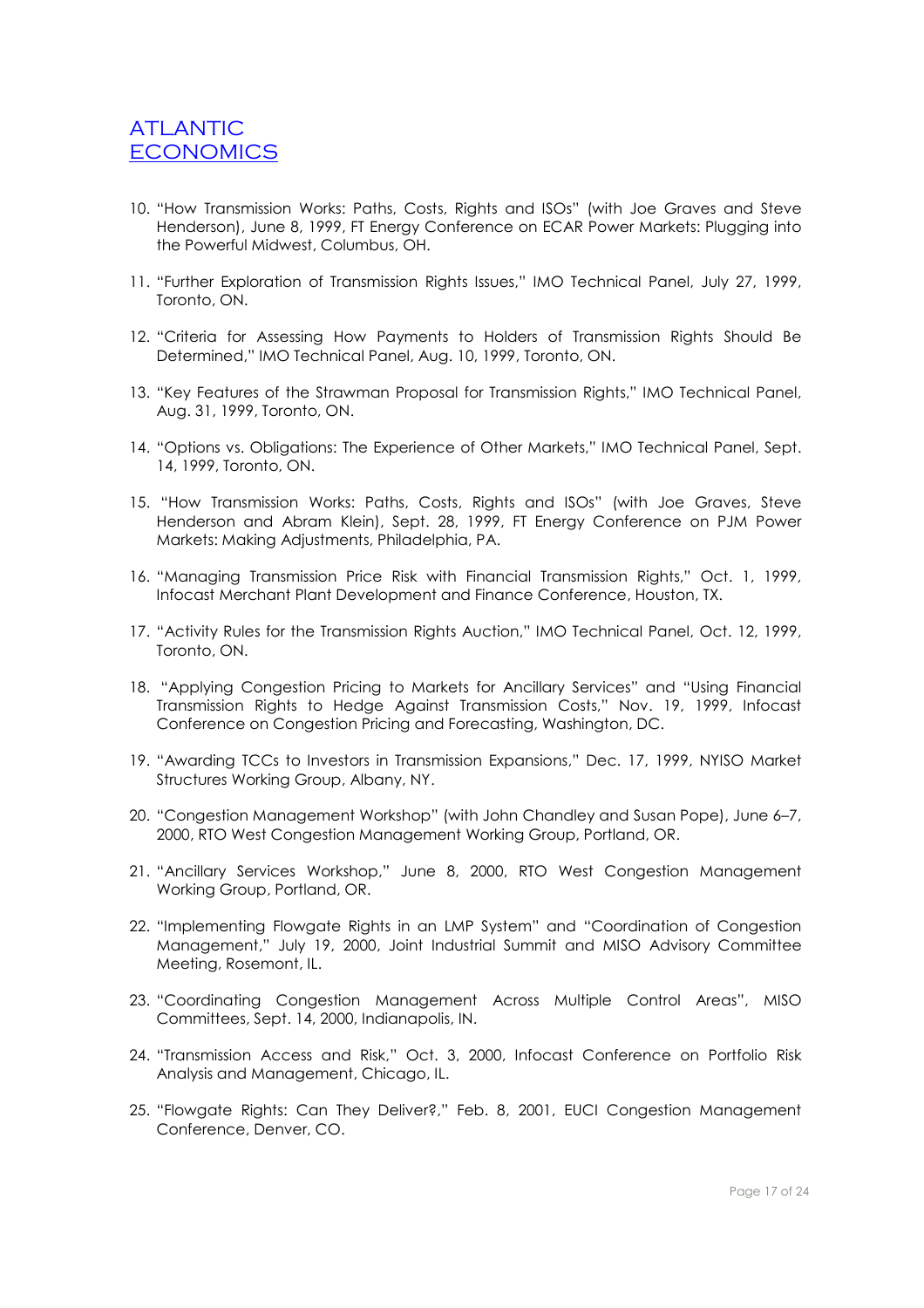10. "How Transmission Works: Paths, Costs, Rights and ISOs" (with Joe Graves and Steve Henderson), June 8, 1999, FT Energy Conference on ECAR Power Markets: Plugging into the Powerful Midwest, Columbus, OH.

11. "Further Exploration of Transmission Rights Issues," IMO Technical Panel, July 27, 1999, Toronto, ON.

12. "Criteria for Assessing How Payments to Holders of Transmission Rights Should Be Determined," IMO Technical Panel, Aug. 10, 1999, Toronto, ON.

13. "Key Features of the Strawman Proposal for Transmission Rights," IMO Technical Panel, Aug. 31, 1999, Toronto, ON.

14. "Options vs. Obligations: The Experience of Other Markets," IMO Technical Panel, Sept. 14, 1999, Toronto, ON.

15. "How Transmission Works: Paths, Costs, Rights and ISOs" (with Joe Graves, Steve Henderson and Abram Klein), Sept. 28, 1999, FT Energy Conference on PJM Power Markets: Making Adjustments, Philadelphia, PA.

16. "Managing Transmission Price Risk with Financial Transmission Rights," Oct. 1, 1999, Infocast Merchant Plant Development and Finance Conference, Houston, TX.

17. "Activity Rules for the Transmission Rights Auction," IMO Technical Panel, Oct. 12, 1999, Toronto, ON.

18. "Applying Congestion Pricing to Markets for Ancillary Services" and "Using Financial Transmission Rights to Hedge Against Transmission Costs," Nov. 19, 1999, Infocast Conference on Congestion Pricing and Forecasting, Washington, DC.

19. "Awarding TCCs to Investors in Transmission Expansions," Dec. 17, 1999, NYISO Market Structures Working Group, Albany, NY.

20. "Congestion Management Workshop" (with John Chandley and Susan Pope), June 6–7, 2000, RTO West Congestion Management Working Group, Portland, OR.

21. "Ancillary Services Workshop," June 8, 2000, RTO West Congestion Management Working Group, Portland, OR.

22. "Implementing Flowgate Rights in an LMP System" and "Coordination of Congestion Management," July 19, 2000, Joint Industrial Summit and MISO Advisory Committee Meeting, Rosemont, IL.

23. "Coordinating Congestion Management Across Multiple Control Areas", MISO Committees, Sept. 14, 2000, Indianapolis, IN.

24. "Transmission Access and Risk," Oct. 3, 2000, Infocast Conference on Portfolio Risk Analysis and Management, Chicago, IL.

25. "Flowgate Rights: Can They Deliver?," Feb. 8, 2001, EUCI Congestion Management Conference, Denver, CO.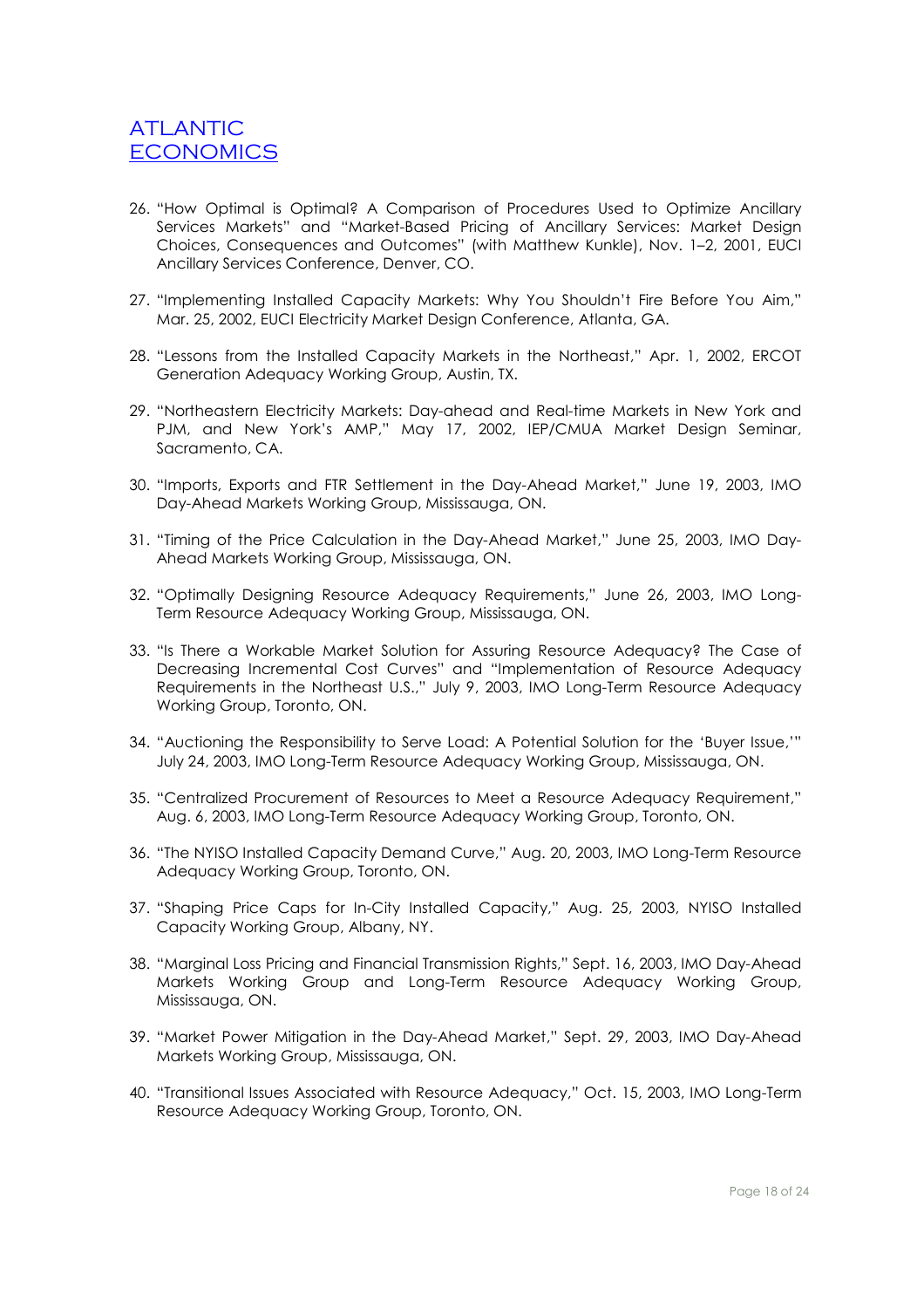26. "How Optimal is Optimal? A Comparison of Procedures Used to Optimize Ancillary Services Markets" and "Market-Based Pricing of Ancillary Services: Market Design Choices, Consequences and Outcomes" (with Matthew Kunkle), Nov. 1–2, 2001, EUCI Ancillary Services Conference, Denver, CO.

27. "Implementing Installed Capacity Markets: Why You Shouldn't Fire Before You Aim," Mar. 25, 2002, EUCI Electricity Market Design Conference, Atlanta, GA.

28. "Lessons from the Installed Capacity Markets in the Northeast," Apr. 1, 2002, ERCOT Generation Adequacy Working Group, Austin, TX.

29. "Northeastern Electricity Markets: Day-ahead and Real-time Markets in New York and PJM, and New York's AMP," May 17, 2002, IEP/CMUA Market Design Seminar, Sacramento, CA.

30. "Imports, Exports and FTR Settlement in the Day-Ahead Market," June 19, 2003, IMO Day-Ahead Markets Working Group, Mississauga, ON.

31. "Timing of the Price Calculation in the Day-Ahead Market," June 25, 2003, IMO Day-Ahead Markets Working Group, Mississauga, ON.

32. "Optimally Designing Resource Adequacy Requirements," June 26, 2003, IMO Long-Term Resource Adequacy Working Group, Mississauga, ON.

33. "Is There a Workable Market Solution for Assuring Resource Adequacy? The Case of Decreasing Incremental Cost Curves" and "Implementation of Resource Adequacy Requirements in the Northeast U.S.," July 9, 2003, IMO Long-Term Resource Adequacy Working Group, Toronto, ON.

34. "Auctioning the Responsibility to Serve Load: A Potential Solution for the 'Buyer Issue,'" July 24, 2003, IMO Long-Term Resource Adequacy Working Group, Mississauga, ON.

35. "Centralized Procurement of Resources to Meet a Resource Adequacy Requirement," Aug. 6, 2003, IMO Long-Term Resource Adequacy Working Group, Toronto, ON.

36. "The NYISO Installed Capacity Demand Curve," Aug. 20, 2003, IMO Long-Term Resource Adequacy Working Group, Toronto, ON.

37. "Shaping Price Caps for In-City Installed Capacity," Aug. 25, 2003, NYISO Installed Capacity Working Group, Albany, NY.

38. "Marginal Loss Pricing and Financial Transmission Rights," Sept. 16, 2003, IMO Day-Ahead Markets Working Group and Long-Term Resource Adequacy Working Group, Mississauga, ON.

39. "Market Power Mitigation in the Day-Ahead Market," Sept. 29, 2003, IMO Day-Ahead Markets Working Group, Mississauga, ON.

40. "Transitional Issues Associated with Resource Adequacy," Oct. 15, 2003, IMO Long-Term Resource Adequacy Working Group, Toronto, ON.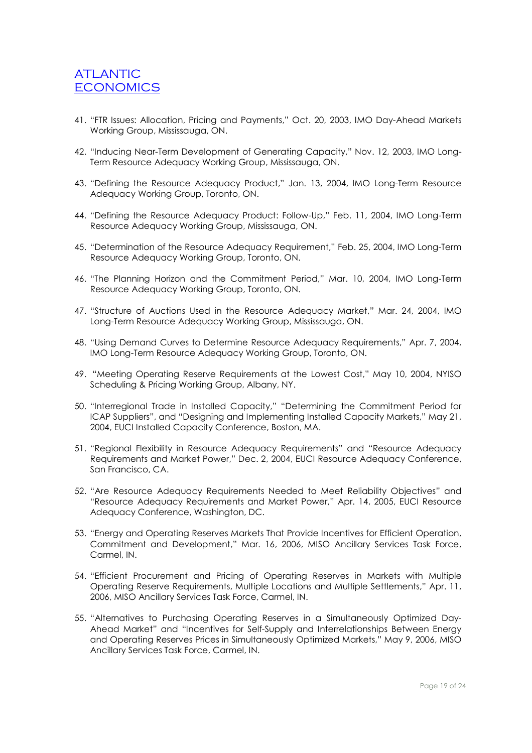41. "FTR Issues: Allocation, Pricing and Payments," Oct. 20, 2003, IMO Day-Ahead Markets Working Group, Mississauga, ON.

42. "Inducing Near-Term Development of Generating Capacity," Nov. 12, 2003, IMO Long-Term Resource Adequacy Working Group, Mississauga, ON.

43. "Defining the Resource Adequacy Product," Jan. 13, 2004, IMO Long-Term Resource Adequacy Working Group, Toronto, ON.

44. "Defining the Resource Adequacy Product: Follow-Up," Feb. 11, 2004, IMO Long-Term Resource Adequacy Working Group, Mississauga, ON.

45. "Determination of the Resource Adequacy Requirement," Feb. 25, 2004, IMO Long-Term Resource Adequacy Working Group, Toronto, ON.

46. "The Planning Horizon and the Commitment Period," Mar. 10, 2004, IMO Long-Term Resource Adequacy Working Group, Toronto, ON.

47. "Structure of Auctions Used in the Resource Adequacy Market," Mar. 24, 2004, IMO Long-Term Resource Adequacy Working Group, Mississauga, ON.

48. "Using Demand Curves to Determine Resource Adequacy Requirements," Apr. 7, 2004, IMO Long-Term Resource Adequacy Working Group, Toronto, ON.

49. "Meeting Operating Reserve Requirements at the Lowest Cost," May 10, 2004, NYISO Scheduling & Pricing Working Group, Albany, NY.

50. "Interregional Trade in Installed Capacity," "Determining the Commitment Period for ICAP Suppliers", and "Designing and Implementing Installed Capacity Markets," May 21, 2004, EUCI Installed Capacity Conference, Boston, MA.

51. "Regional Flexibility in Resource Adequacy Requirements" and "Resource Adequacy Requirements and Market Power," Dec. 2, 2004, EUCI Resource Adequacy Conference, San Francisco, CA.

52. "Are Resource Adequacy Requirements Needed to Meet Reliability Objectives" and "Resource Adequacy Requirements and Market Power," Apr. 14, 2005, EUCI Resource Adequacy Conference, Washington, DC.

53. "Energy and Operating Reserves Markets That Provide Incentives for Efficient Operation, Commitment and Development," Mar. 16, 2006, MISO Ancillary Services Task Force, Carmel, IN.

54. "Efficient Procurement and Pricing of Operating Reserves in Markets with Multiple Operating Reserve Requirements, Multiple Locations and Multiple Settlements," Apr. 11, 2006, MISO Ancillary Services Task Force, Carmel, IN.

55. "Alternatives to Purchasing Operating Reserves in a Simultaneously Optimized Day-Ahead Market" and "Incentives for Self-Supply and Interrelationships Between Energy and Operating Reserves Prices in Simultaneously Optimized Markets," May 9, 2006, MISO Ancillary Services Task Force, Carmel, IN.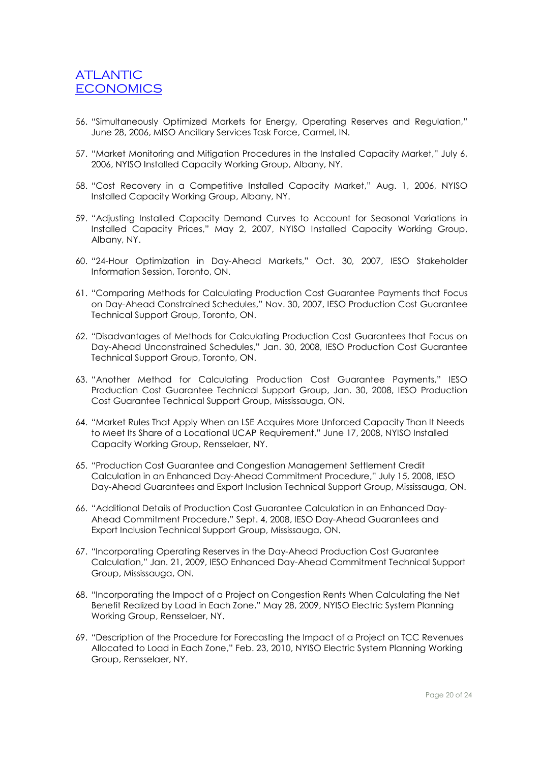56. "Simultaneously Optimized Markets for Energy, Operating Reserves and Regulation," June 28, 2006, MISO Ancillary Services Task Force, Carmel, IN.

57. "Market Monitoring and Mitigation Procedures in the Installed Capacity Market," July 6, 2006, NYISO Installed Capacity Working Group, Albany, NY.

58. "Cost Recovery in a Competitive Installed Capacity Market," Aug. 1, 2006, NYISO Installed Capacity Working Group, Albany, NY.

59. "Adjusting Installed Capacity Demand Curves to Account for Seasonal Variations in Installed Capacity Prices," May 2, 2007, NYISO Installed Capacity Working Group, Albany, NY.

60. "24-Hour Optimization in Day-Ahead Markets," Oct. 30, 2007, IESO Stakeholder Information Session, Toronto, ON.

61. "Comparing Methods for Calculating Production Cost Guarantee Payments that Focus on Day-Ahead Constrained Schedules," Nov. 30, 2007, IESO Production Cost Guarantee Technical Support Group, Toronto, ON.

62. "Disadvantages of Methods for Calculating Production Cost Guarantees that Focus on Day-Ahead Unconstrained Schedules," Jan. 30, 2008, IESO Production Cost Guarantee Technical Support Group, Toronto, ON.

63. "Another Method for Calculating Production Cost Guarantee Payments," IESO Production Cost Guarantee Technical Support Group, Jan. 30, 2008, IESO Production Cost Guarantee Technical Support Group, Mississauga, ON.

64. "Market Rules That Apply When an LSE Acquires More Unforced Capacity Than It Needs to Meet Its Share of a Locational UCAP Requirement," June 17, 2008, NYISO Installed Capacity Working Group, Rensselaer, NY.

65. "Production Cost Guarantee and Congestion Management Settlement Credit Calculation in an Enhanced Day-Ahead Commitment Procedure," July 15, 2008, IESO Day-Ahead Guarantees and Export Inclusion Technical Support Group, Mississauga, ON.

66. "Additional Details of Production Cost Guarantee Calculation in an Enhanced Day-Ahead Commitment Procedure," Sept. 4, 2008, IESO Day-Ahead Guarantees and Export Inclusion Technical Support Group, Mississauga, ON.

67. "Incorporating Operating Reserves in the Day-Ahead Production Cost Guarantee Calculation," Jan. 21, 2009, IESO Enhanced Day-Ahead Commitment Technical Support Group, Mississauga, ON.

68. "Incorporating the Impact of a Project on Congestion Rents When Calculating the Net Benefit Realized by Load in Each Zone," May 28, 2009, NYISO Electric System Planning Working Group, Rensselaer, NY.

69. "Description of the Procedure for Forecasting the Impact of a Project on TCC Revenues Allocated to Load in Each Zone," Feb. 23, 2010, NYISO Electric System Planning Working Group, Rensselaer, NY.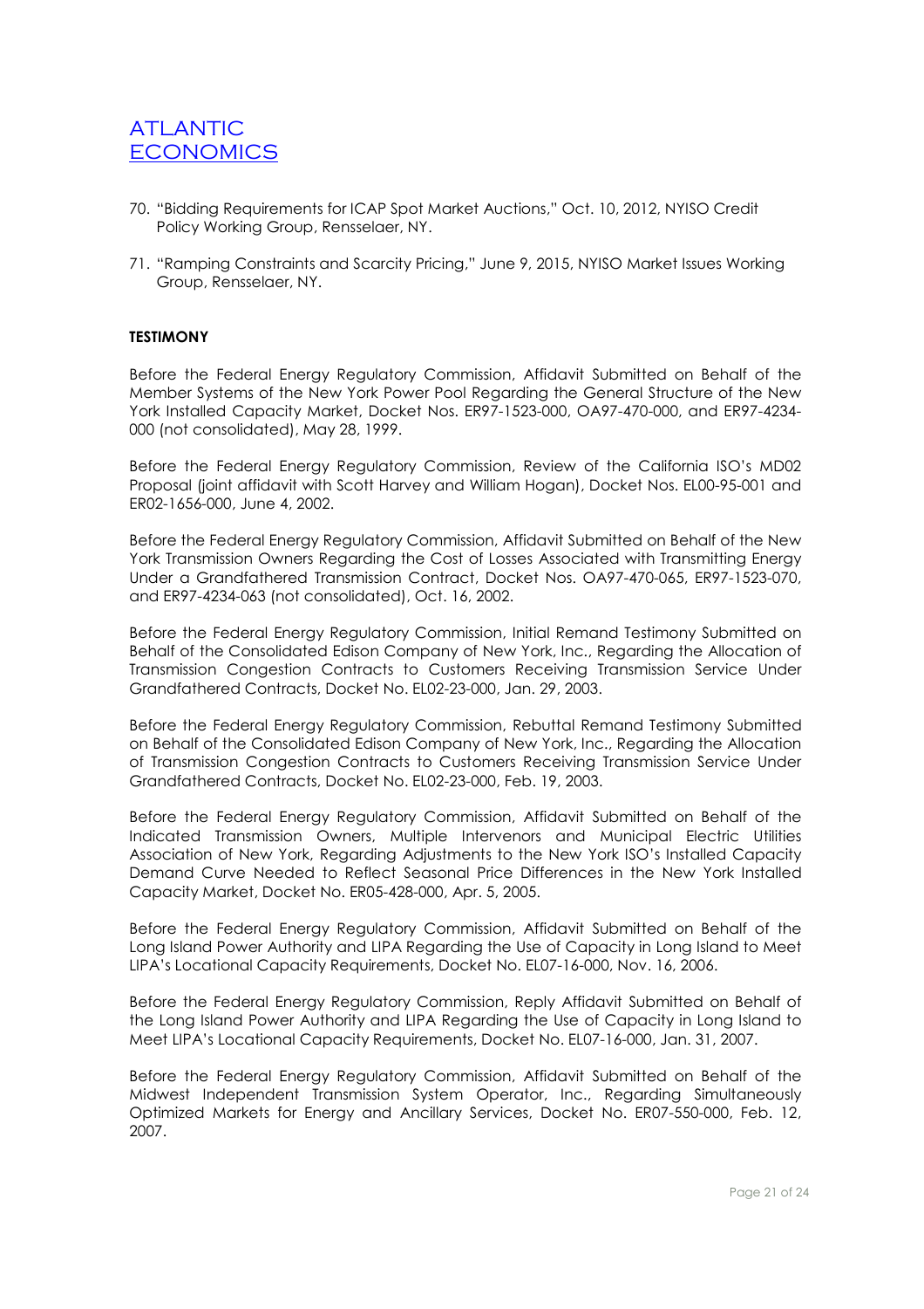70. "Bidding Requirements for ICAP Spot Market Auctions," Oct. 10, 2012, NYISO Credit Policy Working Group, Rensselaer, NY.
71. "Ramping Constraints and Scarcity Pricing," June 9, 2015, NYISO Market Issues Working Group, Rensselaer, NY.

**TESTIMONY**

Before the Federal Energy Regulatory Commission, Affidavit Submitted on Behalf of the Member Systems of the New York Power Pool Regarding the General Structure of the New York Installed Capacity Market, Docket Nos. ER97-1523-000, OA97-470-000, and ER97-4234-000 (not consolidated), May 28, 1999.

Before the Federal Energy Regulatory Commission, Review of the California ISO's MD02 Proposal (joint affidavit with Scott Harvey and William Hogan), Docket Nos. EL00-95-001 and ER02-1656-000, June 4, 2002.

Before the Federal Energy Regulatory Commission, Affidavit Submitted on Behalf of the New York Transmission Owners Regarding the Cost of Losses Associated with Transmitting Energy Under a Grandfathered Transmission Contract, Docket Nos. OA97-470-065, ER97-1523-070, and ER97-4234-063 (not consolidated), Oct. 16, 2002.

Before the Federal Energy Regulatory Commission, Initial Remand Testimony Submitted on Behalf of the Consolidated Edison Company of New York, Inc., Regarding the Allocation of Transmission Congestion Contracts to Customers Receiving Transmission Service Under Grandfathered Contracts, Docket No. EL02-23-000, Jan. 29, 2003.

Before the Federal Energy Regulatory Commission, Rebuttal Remand Testimony Submitted on Behalf of the Consolidated Edison Company of New York, Inc., Regarding the Allocation of Transmission Congestion Contracts to Customers Receiving Transmission Service Under Grandfathered Contracts, Docket No. EL02-23-000, Feb. 19, 2003.

Before the Federal Energy Regulatory Commission, Affidavit Submitted on Behalf of the Indicated Transmission Owners, Multiple Intervenors and Municipal Electric Utilities Association of New York, Regarding Adjustments to the New York ISO's Installed Capacity Demand Curve Needed to Reflect Seasonal Price Differences in the New York Installed Capacity Market, Docket No. ER05-428-000, Apr. 5, 2005.

Before the Federal Energy Regulatory Commission, Affidavit Submitted on Behalf of the Long Island Power Authority and LIPA Regarding the Use of Capacity in Long Island to Meet LIPA's Locational Capacity Requirements, Docket No. EL07-16-000, Nov. 16, 2006.

Before the Federal Energy Regulatory Commission, Reply Affidavit Submitted on Behalf of the Long Island Power Authority and LIPA Regarding the Use of Capacity in Long Island to Meet LIPA's Locational Capacity Requirements, Docket No. EL07-16-000, Jan. 31, 2007.

Before the Federal Energy Regulatory Commission, Affidavit Submitted on Behalf of the Midwest Independent Transmission System Operator, Inc., Regarding Simultaneously Optimized Markets for Energy and Ancillary Services, Docket No. ER07-550-000, Feb. 12, 2007.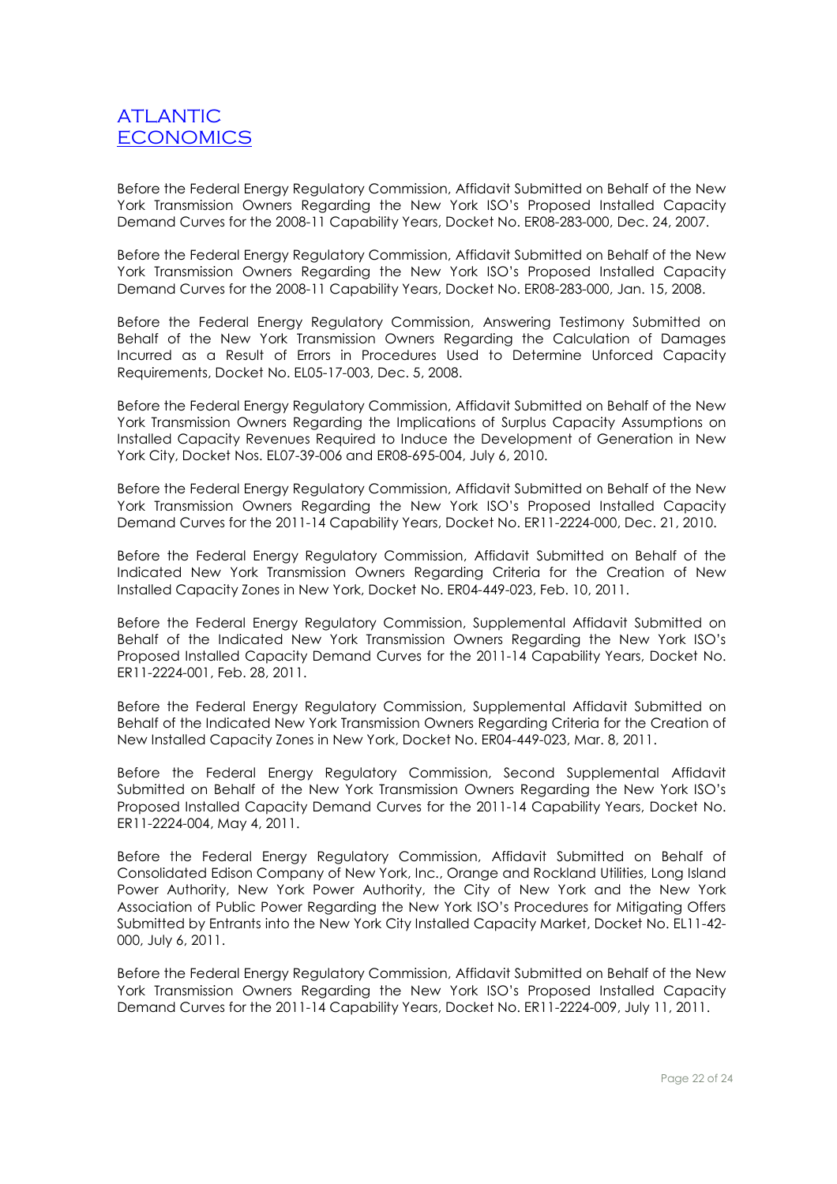Before the Federal Energy Regulatory Commission, Affidavit Submitted on Behalf of the New York Transmission Owners Regarding the New York ISO's Proposed Installed Capacity Demand Curves for the 2008-11 Capability Years, Docket No. ER08-283-000, Dec. 24, 2007.

Before the Federal Energy Regulatory Commission, Affidavit Submitted on Behalf of the New York Transmission Owners Regarding the New York ISO's Proposed Installed Capacity Demand Curves for the 2008-11 Capability Years, Docket No. ER08-283-000, Jan. 15, 2008.

Before the Federal Energy Regulatory Commission, Answering Testimony Submitted on Behalf of the New York Transmission Owners Regarding the Calculation of Damages Incurred as a Result of Errors in Procedures Used to Determine Unforced Capacity Requirements, Docket No. EL05-17-003, Dec. 5, 2008.

Before the Federal Energy Regulatory Commission, Affidavit Submitted on Behalf of the New York Transmission Owners Regarding the Implications of Surplus Capacity Assumptions on Installed Capacity Revenues Required to Induce the Development of Generation in New York City, Docket Nos. EL07-39-006 and ER08-695-004, July 6, 2010.

Before the Federal Energy Regulatory Commission, Affidavit Submitted on Behalf of the New York Transmission Owners Regarding the New York ISO's Proposed Installed Capacity Demand Curves for the 2011-14 Capability Years, Docket No. ER11-2224-000, Dec. 21, 2010.

Before the Federal Energy Regulatory Commission, Affidavit Submitted on Behalf of the Indicated New York Transmission Owners Regarding Criteria for the Creation of New Installed Capacity Zones in New York, Docket No. ER04-449-023, Feb. 10, 2011.

Before the Federal Energy Regulatory Commission, Supplemental Affidavit Submitted on Behalf of the Indicated New York Transmission Owners Regarding the New York ISO's Proposed Installed Capacity Demand Curves for the 2011-14 Capability Years, Docket No. ER11-2224-001, Feb. 28, 2011.

Before the Federal Energy Regulatory Commission, Supplemental Affidavit Submitted on Behalf of the Indicated New York Transmission Owners Regarding Criteria for the Creation of New Installed Capacity Zones in New York, Docket No. ER04-449-023, Mar. 8, 2011.

Before the Federal Energy Regulatory Commission, Second Supplemental Affidavit Submitted on Behalf of the New York Transmission Owners Regarding the New York ISO's Proposed Installed Capacity Demand Curves for the 2011-14 Capability Years, Docket No. ER11-2224-004, May 4, 2011.

Before the Federal Energy Regulatory Commission, Affidavit Submitted on Behalf of Consolidated Edison Company of New York, Inc., Orange and Rockland Utilities, Long Island Power Authority, New York Power Authority, the City of New York and the New York Association of Public Power Regarding the New York ISO's Procedures for Mitigating Offers Submitted by Entrants into the New York City Installed Capacity Market, Docket No. EL11-42-000, July 6, 2011.

Before the Federal Energy Regulatory Commission, Affidavit Submitted on Behalf of the New York Transmission Owners Regarding the New York ISO's Proposed Installed Capacity Demand Curves for the 2011-14 Capability Years, Docket No. ER11-2224-009, July 11, 2011.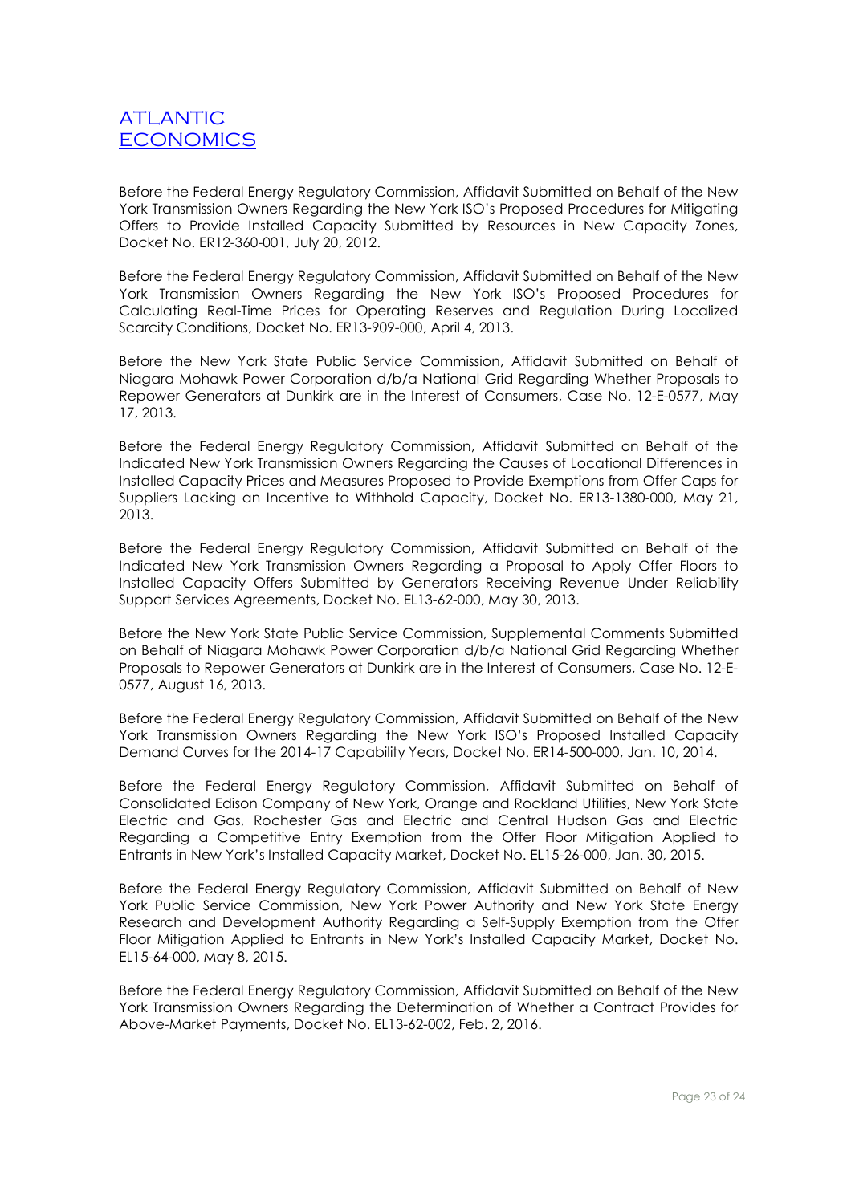Before the Federal Energy Regulatory Commission, Affidavit Submitted on Behalf of the New York Transmission Owners Regarding the New York ISO's Proposed Procedures for Mitigating Offers to Provide Installed Capacity Submitted by Resources in New Capacity Zones, Docket No. ER12-360-001, July 20, 2012.

Before the Federal Energy Regulatory Commission, Affidavit Submitted on Behalf of the New York Transmission Owners Regarding the New York ISO's Proposed Procedures for Calculating Real-Time Prices for Operating Reserves and Regulation During Localized Scarcity Conditions, Docket No. ER13-909-000, April 4, 2013.

Before the New York State Public Service Commission, Affidavit Submitted on Behalf of Niagara Mohawk Power Corporation d/b/a National Grid Regarding Whether Proposals to Repower Generators at Dunkirk are in the Interest of Consumers, Case No. 12-E-0577, May 17, 2013.

Before the Federal Energy Regulatory Commission, Affidavit Submitted on Behalf of the Indicated New York Transmission Owners Regarding the Causes of Locational Differences in Installed Capacity Prices and Measures Proposed to Provide Exemptions from Offer Caps for Suppliers Lacking an Incentive to Withhold Capacity, Docket No. ER13-1380-000, May 21, 2013.

Before the Federal Energy Regulatory Commission, Affidavit Submitted on Behalf of the Indicated New York Transmission Owners Regarding a Proposal to Apply Offer Floors to Installed Capacity Offers Submitted by Generators Receiving Revenue Under Reliability Support Services Agreements, Docket No. EL13-62-000, May 30, 2013.

Before the New York State Public Service Commission, Supplemental Comments Submitted on Behalf of Niagara Mohawk Power Corporation d/b/a National Grid Regarding Whether Proposals to Repower Generators at Dunkirk are in the Interest of Consumers, Case No. 12-E-0577, August 16, 2013.

Before the Federal Energy Regulatory Commission, Affidavit Submitted on Behalf of the New York Transmission Owners Regarding the New York ISO's Proposed Installed Capacity Demand Curves for the 2014-17 Capability Years, Docket No. ER14-500-000, Jan. 10, 2014.

Before the Federal Energy Regulatory Commission, Affidavit Submitted on Behalf of Consolidated Edison Company of New York, Orange and Rockland Utilities, New York State Electric and Gas, Rochester Gas and Electric and Central Hudson Gas and Electric Regarding a Competitive Entry Exemption from the Offer Floor Mitigation Applied to Entrants in New York's Installed Capacity Market, Docket No. EL15-26-000, Jan. 30, 2015.

Before the Federal Energy Regulatory Commission, Affidavit Submitted on Behalf of New York Public Service Commission, New York Power Authority and New York State Energy Research and Development Authority Regarding a Self-Supply Exemption from the Offer Floor Mitigation Applied to Entrants in New York's Installed Capacity Market, Docket No. EL15-64-000, May 8, 2015.

Before the Federal Energy Regulatory Commission, Affidavit Submitted on Behalf of the New York Transmission Owners Regarding the Determination of Whether a Contract Provides for Above-Market Payments, Docket No. EL13-62-002, Feb. 2, 2016.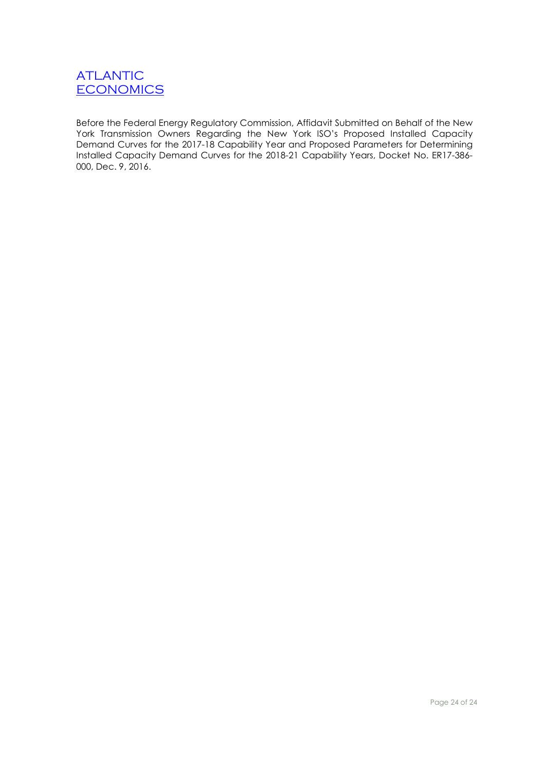ATLANTIC
ECONOMICS

Before the Federal Energy Regulatory Commission, Affidavit Submitted on Behalf of the New York Transmission Owners Regarding the New York ISO's Proposed Installed Capacity Demand Curves for the 2017-18 Capability Year and Proposed Parameters for Determining Installed Capacity Demand Curves for the 2018-21 Capability Years, Docket No. ER17-386-000, Dec. 9, 2016.